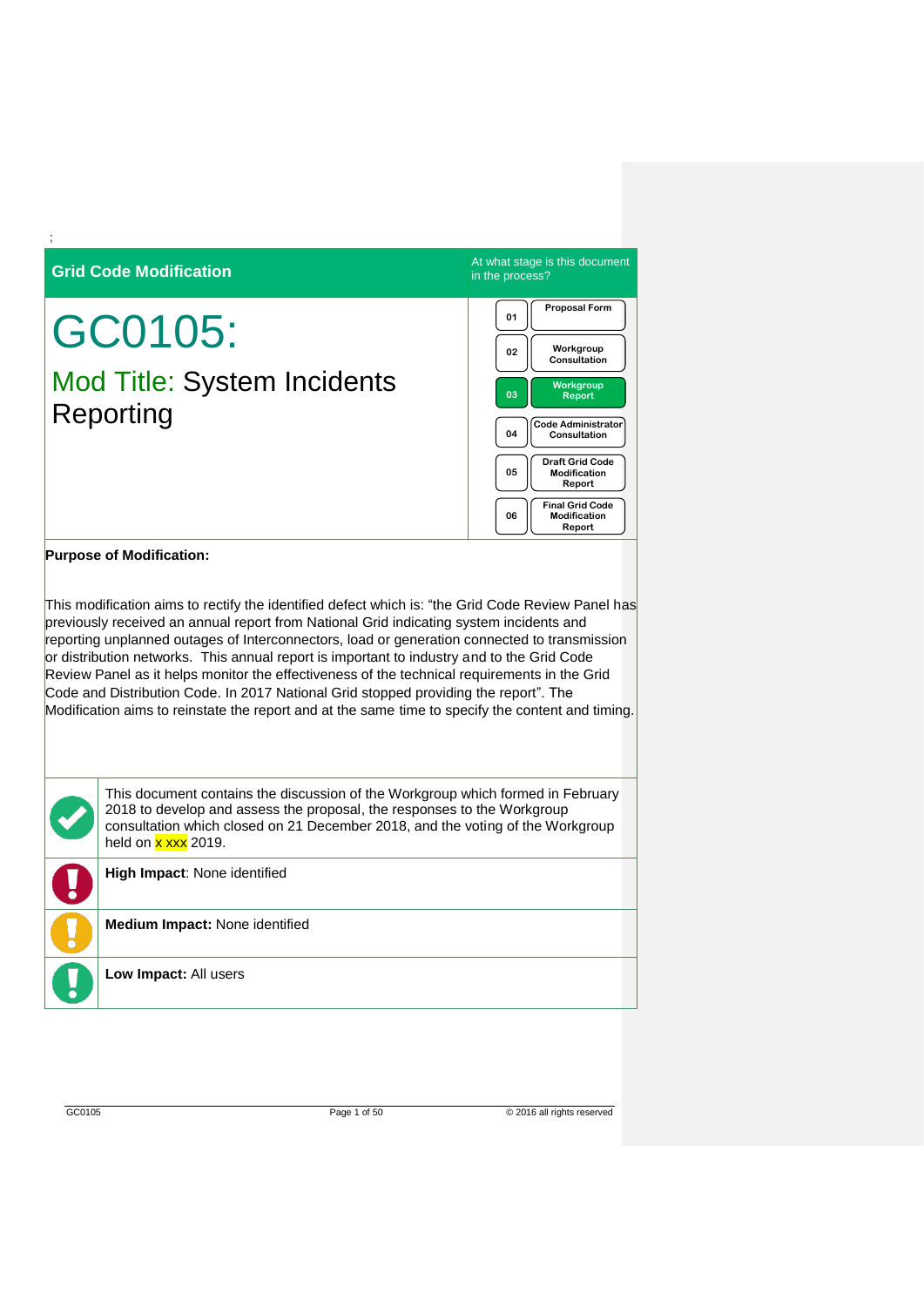;

**Grid Code Modification**

At what stage is this document in the process?

# GC0105:

## Mod Title: System Incidents Reporting

| | |
|---|---|
| 01 | Proposal Form |
| 02 | Workgroup Consultation |
| 03 | Workgroup Report |
| 04 | Code Administrator Consultation |
| 05 | Draft Grid Code Modification Report |
| 06 | Final Grid Code Modification Report |

**Purpose of Modification:**

This modification aims to rectify the identified defect which is: "the Grid Code Review Panel has previously received an annual report from National Grid indicating system incidents and reporting unplanned outages of Interconnectors, load or generation connected to transmission or distribution networks. This annual report is important to industry and to the Grid Code Review Panel as it helps monitor the effectiveness of the technical requirements in the Grid Code and Distribution Code. In 2017 National Grid stopped providing the report". The Modification aims to reinstate the report and at the same time to specify the content and timing.

This document contains the discussion of the Workgroup which formed in February 2018 to develop and assess the proposal, the responses to the Workgroup consultation which closed on 21 December 2018, and the voting of the Workgroup held on x xxx 2019.

**High Impact**: None identified

**Medium Impact:** None identified

**Low Impact:** All users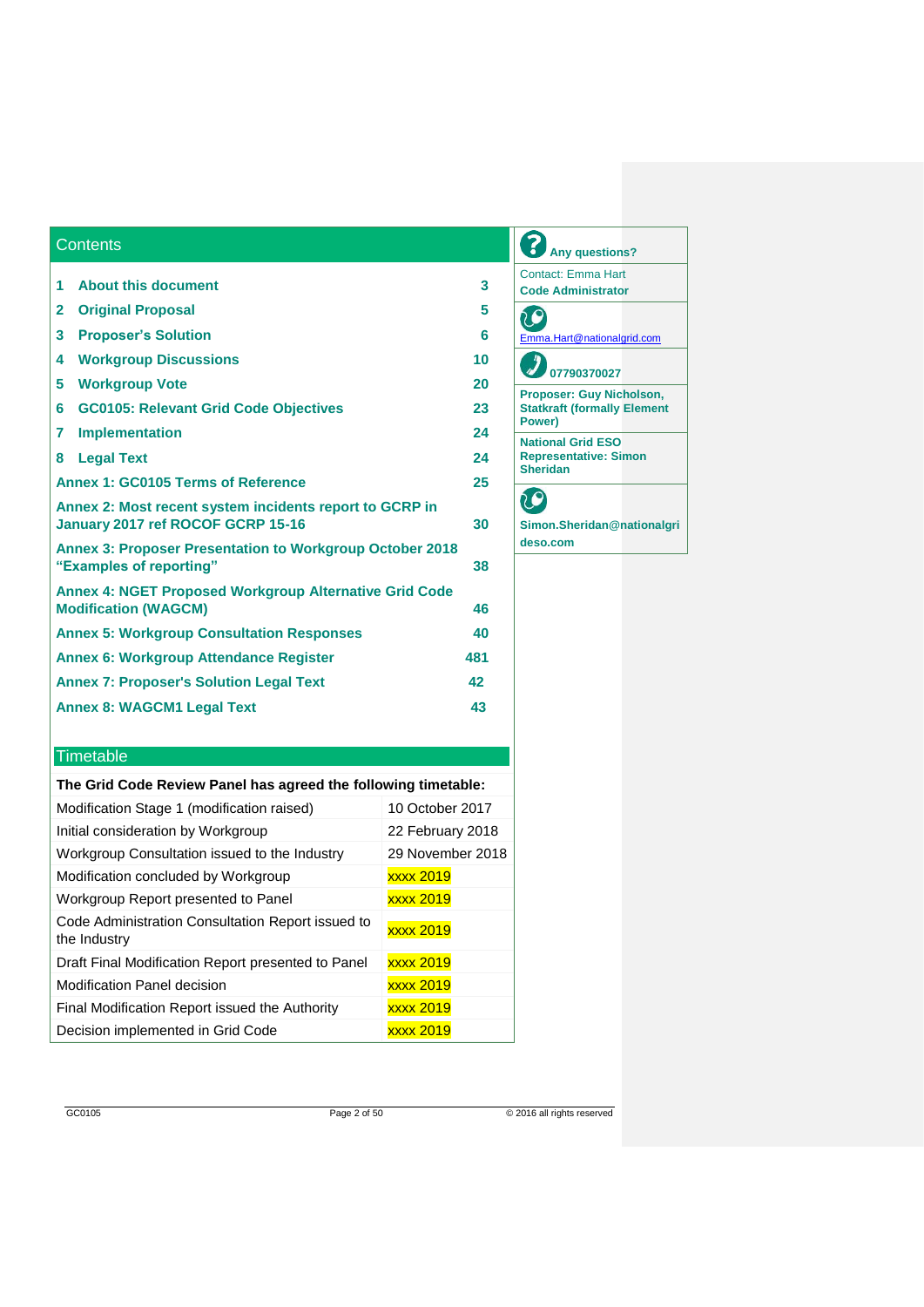## Contents

| | | |
|---|---|---|
| 1 | About this document | 3 |
| 2 | Original Proposal | 5 |
| 3 | Proposer's Solution | 6 |
| 4 | Workgroup Discussions | 10 |
| 5 | Workgroup Vote | 20 |
| 6 | GC0105: Relevant Grid Code Objectives | 23 |
| 7 | Implementation | 24 |
| 8 | Legal Text | 24 |
| | Annex 1: GC0105 Terms of Reference | 25 |
| | Annex 2: Most recent system incidents report to GCRP in January 2017 ref ROCOF GCRP 15-16 | 30 |
| | Annex 3: Proposer Presentation to Workgroup October 2018 "Examples of reporting" | 38 |
| | Annex 4: NGET Proposed Workgroup Alternative Grid Code Modification (WAGCM) | 46 |
| | Annex 5: Workgroup Consultation Responses | 40 |
| | Annex 6: Workgroup Attendance Register | 481 |
| | Annex 7: Proposer's Solution Legal Text | 42 |
| | Annex 8: WAGCM1 Legal Text | 43 |

**Any questions?**

Contact: Emma Hart
**Code Administrator**

Emma.Hart@nationalgrid.com

**07790370027**

**Proposer: Guy Nicholson, Statkraft (formally Element Power)**

**National Grid ESO Representative: Simon Sheridan**

**Simon.Sheridan@nationalgrideso.com**

## Timetable

| **The Grid Code Review Panel has agreed the following timetable:** | |
|---|---|
| Modification Stage 1 (modification raised) | 10 October 2017 |
| Initial consideration by Workgroup | 22 February 2018 |
| Workgroup Consultation issued to the Industry | 29 November 2018 |
| Modification concluded by Workgroup | xxxx 2019 |
| Workgroup Report presented to Panel | xxxx 2019 |
| Code Administration Consultation Report issued to the Industry | xxxx 2019 |
| Draft Final Modification Report presented to Panel | xxxx 2019 |
| Modification Panel decision | xxxx 2019 |
| Final Modification Report issued the Authority | xxxx 2019 |
| Decision implemented in Grid Code | xxxx 2019 |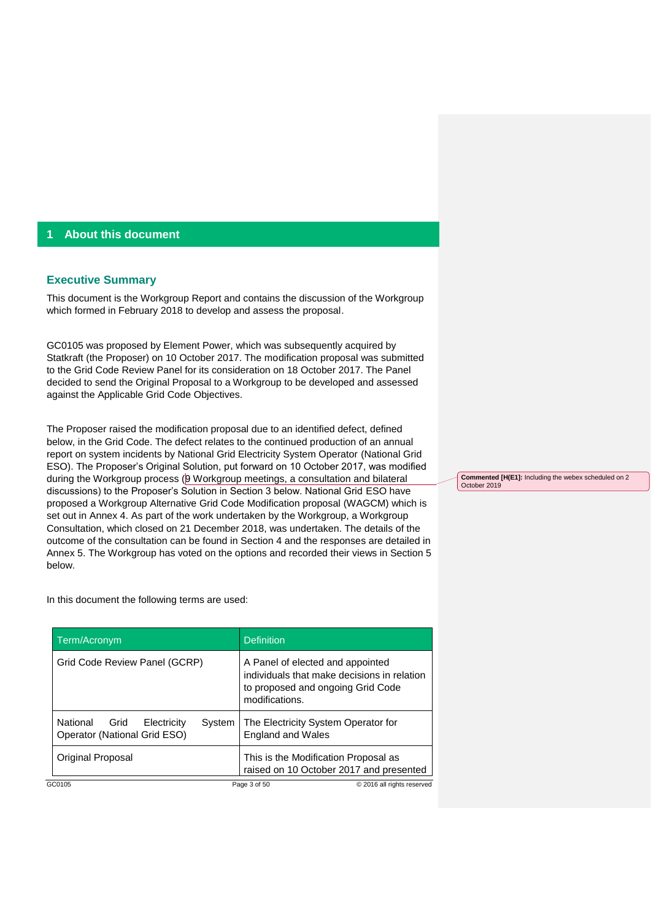# 1 About this document

## Executive Summary

This document is the Workgroup Report and contains the discussion of the Workgroup which formed in February 2018 to develop and assess the proposal.

GC0105 was proposed by Element Power, which was subsequently acquired by Statkraft (the Proposer) on 10 October 2017. The modification proposal was submitted to the Grid Code Review Panel for its consideration on 18 October 2017. The Panel decided to send the Original Proposal to a Workgroup to be developed and assessed against the Applicable Grid Code Objectives.

The Proposer raised the modification proposal due to an identified defect, defined below, in the Grid Code. The defect relates to the continued production of an annual report on system incidents by National Grid Electricity System Operator (National Grid ESO). The Proposer's Original Solution, put forward on 10 October 2017, was modified during the Workgroup process (9 Workgroup meetings, a consultation and bilateral discussions) to the Proposer's Solution in Section 3 below. National Grid ESO have proposed a Workgroup Alternative Grid Code Modification proposal (WAGCM) which is set out in Annex 4. As part of the work undertaken by the Workgroup, a Workgroup Consultation, which closed on 21 December 2018, was undertaken. The details of the outcome of the consultation can be found in Section 4 and the responses are detailed in Annex 5. The Workgroup has voted on the options and recorded their views in Section 5 below.

**Commented [H(E1]:** Including the webex scheduled on 2 October 2019

In this document the following terms are used:

| Term/Acronym | Definition |
|---|---|
| Grid Code Review Panel (GCRP) | A Panel of elected and appointed individuals that make decisions in relation to proposed and ongoing Grid Code modifications. |
| National Grid Electricity System Operator (National Grid ESO) | The Electricity System Operator for England and Wales |
| Original Proposal | This is the Modification Proposal as raised on 10 October 2017 and presented |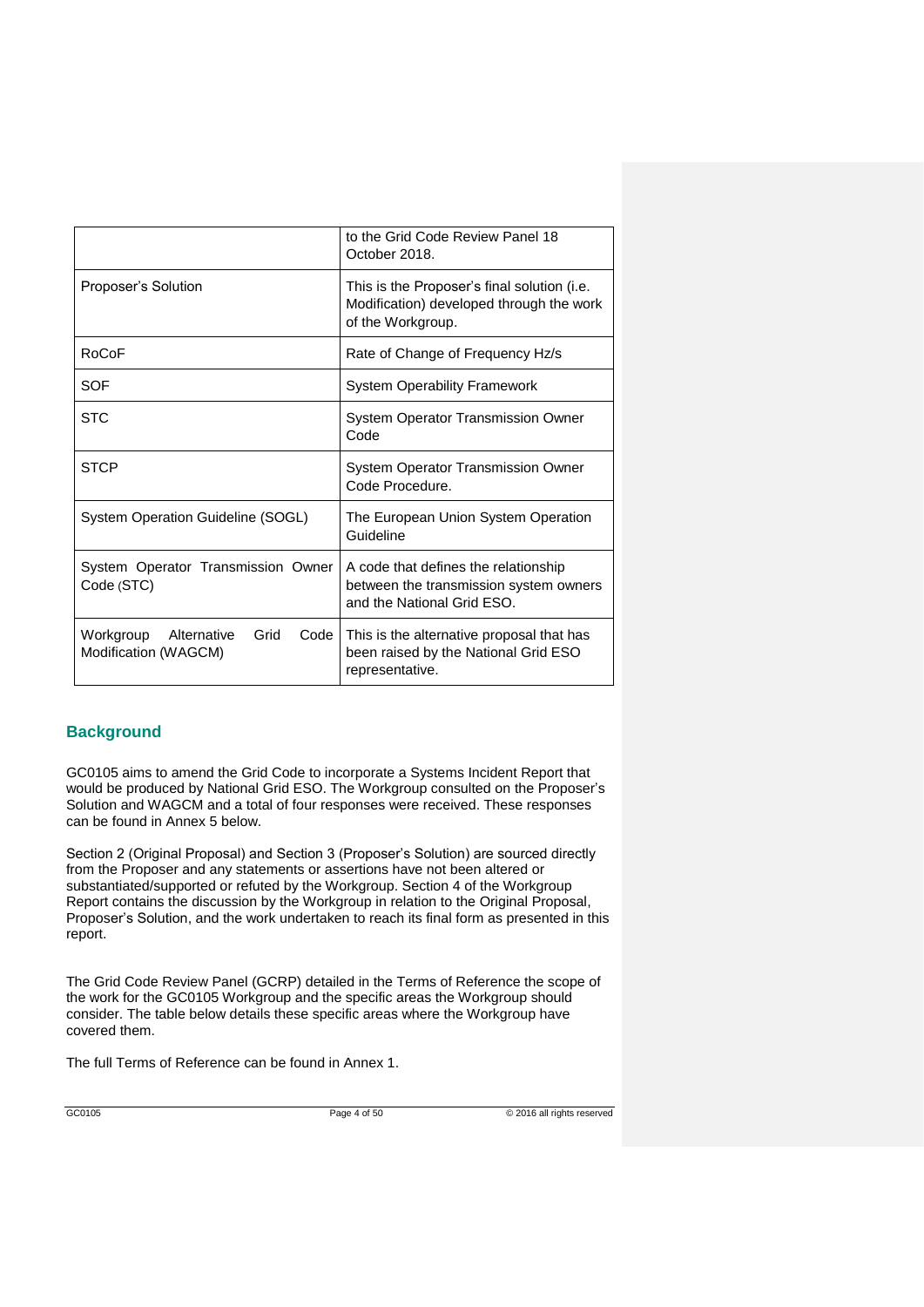|  | to the Grid Code Review Panel 18 October 2018. |
| --- | --- |
| Proposer's Solution | This is the Proposer's final solution (i.e. Modification) developed through the work of the Workgroup. |
| RoCoF | Rate of Change of Frequency Hz/s |
| SOF | System Operability Framework |
| STC | System Operator Transmission Owner Code |
| STCP | System Operator Transmission Owner Code Procedure. |
| System Operation Guideline (SOGL) | The European Union System Operation Guideline |
| System Operator Transmission Owner Code (STC) | A code that defines the relationship between the transmission system owners and the National Grid ESO. |
| Workgroup Alternative Grid Code Modification (WAGCM) | This is the alternative proposal that has been raised by the National Grid ESO representative. |

## Background

GC0105 aims to amend the Grid Code to incorporate a Systems Incident Report that would be produced by National Grid ESO. The Workgroup consulted on the Proposer's Solution and WAGCM and a total of four responses were received. These responses can be found in Annex 5 below.

Section 2 (Original Proposal) and Section 3 (Proposer's Solution) are sourced directly from the Proposer and any statements or assertions have not been altered or substantiated/supported or refuted by the Workgroup. Section 4 of the Workgroup Report contains the discussion by the Workgroup in relation to the Original Proposal, Proposer's Solution, and the work undertaken to reach its final form as presented in this report.

The Grid Code Review Panel (GCRP) detailed in the Terms of Reference the scope of the work for the GC0105 Workgroup and the specific areas the Workgroup should consider. The table below details these specific areas where the Workgroup have covered them.

The full Terms of Reference can be found in Annex 1.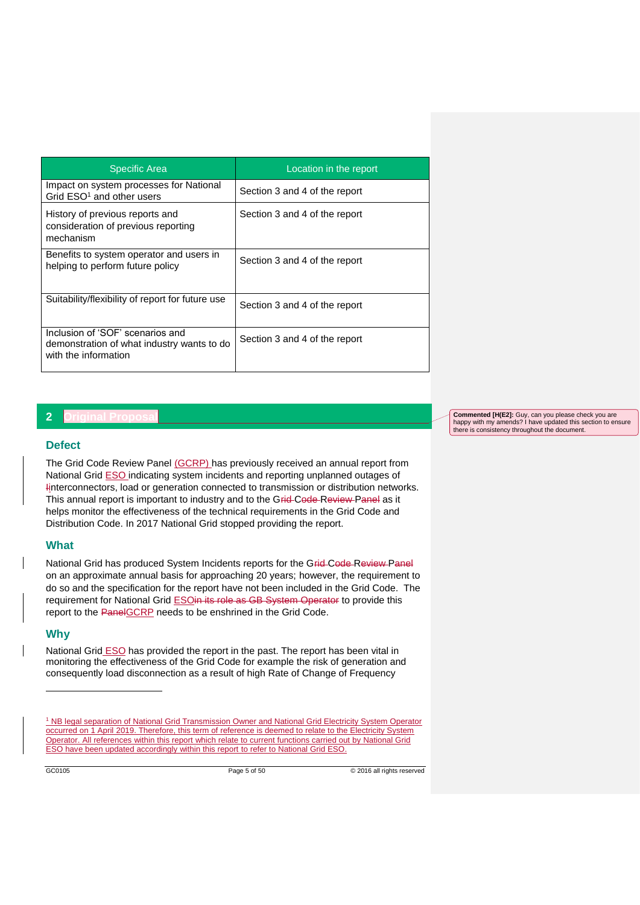| Specific Area | Location in the report |
| --- | --- |
| Impact on system processes for National Grid ESO[1] and other users | Section 3 and 4 of the report |
| History of previous reports and consideration of previous reporting mechanism | Section 3 and 4 of the report |
| Benefits to system operator and users in helping to perform future policy | Section 3 and 4 of the report |
| Suitability/flexibility of report for future use | Section 3 and 4 of the report |
| Inclusion of 'SOF' scenarios and demonstration of what industry wants to do with the information | Section 3 and 4 of the report |

## 2 Original Proposal

### Defect

The Grid Code Review Panel (GCRP) has previously received an annual report from National Grid ESO indicating system incidents and reporting unplanned outages of interconnectors, load or generation connected to transmission or distribution networks. This annual report is important to industry and to the GCRP as it helps monitor the effectiveness of the technical requirements in the Grid Code and Distribution Code. In 2017 National Grid stopped providing the report.

### What

National Grid has produced System Incidents reports for the GCRP on an approximate annual basis for approaching 20 years; however, the requirement to do so and the specification for the report have not been included in the Grid Code. The requirement for National Grid ESO to provide this report to the GCRP needs to be enshrined in the Grid Code.

### Why

National Grid ESO has provided the report in the past. The report has been vital in monitoring the effectiveness of the Grid Code for example the risk of generation and consequently load disconnection as a result of high Rate of Change of Frequency

[1] NB legal separation of National Grid Transmission Owner and National Grid Electricity System Operator occurred on 1 April 2019. Therefore, this term of reference is deemed to relate to the Electricity System Operator. All references within this report which relate to current functions carried out by National Grid ESO have been updated accordingly within this report to refer to National Grid ESO.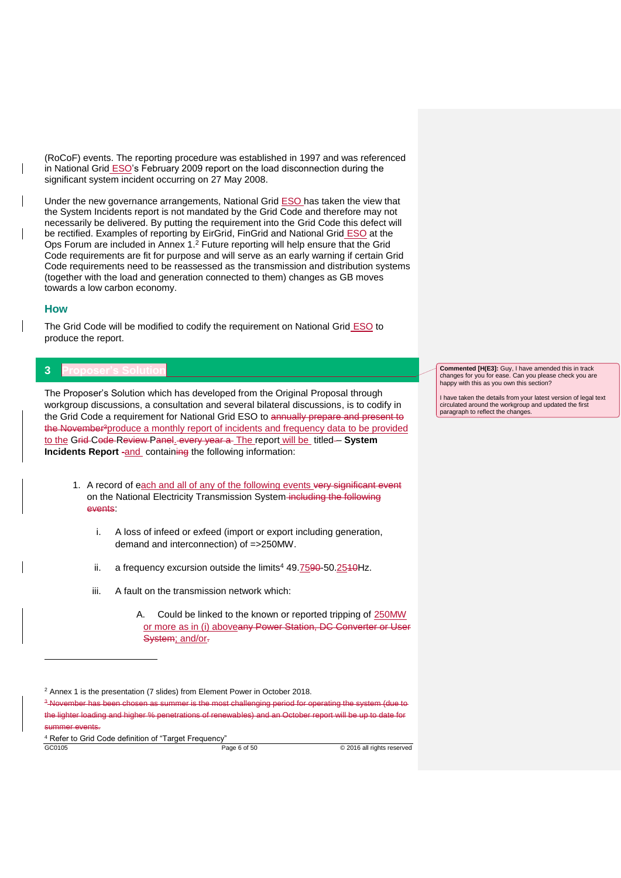(RoCoF) events. The reporting procedure was established in 1997 and was referenced in National Grid ESO's February 2009 report on the load disconnection during the significant system incident occurring on 27 May 2008.

Under the new governance arrangements, National Grid ESO has taken the view that the System Incidents report is not mandated by the Grid Code and therefore may not necessarily be delivered. By putting the requirement into the Grid Code this defect will be rectified. Examples of reporting by EirGrid, FinGrid and National Grid ESO at the Ops Forum are included in Annex 1.[2] Future reporting will help ensure that the Grid Code requirements are fit for purpose and will serve as an early warning if certain Grid Code requirements need to be reassessed as the transmission and distribution systems (together with the load and generation connected to them) changes as GB moves towards a low carbon economy.

### How

The Grid Code will be modified to codify the requirement on National Grid ESO to produce the report.

## 3 Proposer's Solution

The Proposer's Solution which has developed from the Original Proposal through workgroup discussions, a consultation and several bilateral discussions, is to codify in the Grid Code a requirement for National Grid ESO to ~~annually prepare and present to the November~~[3]produce a monthly report of incidents and frequency data to be provided to the Grid ~~Code Review Panel~~. ~~every year a~~ The report will be titled – **System Incidents Report** -and containing the following information:

1. A record of each and all of any of the following events ~~very significant event~~ on the National Electricity Transmission System ~~including the following events~~:

   i. A loss of infeed or exfeed (import or export including generation, demand and interconnection) of =>250MW.

   ii. a frequency excursion outside the limits[4] 49.75~~90~~-50.25~~10~~Hz.

   iii. A fault on the transmission network which:

      A. Could be linked to the known or reported tripping of 250MW or more as in (i) above~~any Power Station, DC Converter or User System~~; and/or.

---

[2] Annex 1 is the presentation (7 slides) from Element Power in October 2018.

~~[3] November has been chosen as summer is the most challenging period for operating the system (due to the lighter loading and higher % penetrations of renewables) and an October report will be up to date for summer events.~~

[4] Refer to Grid Code definition of "Target Frequency"

Commented [H(E3]: Guy, I have amended this in track changes for you for ease. Can you please check you are happy with this as you own this section?

I have taken the details from your latest version of legal text circulated around the workgroup and updated the first paragraph to reflect the changes.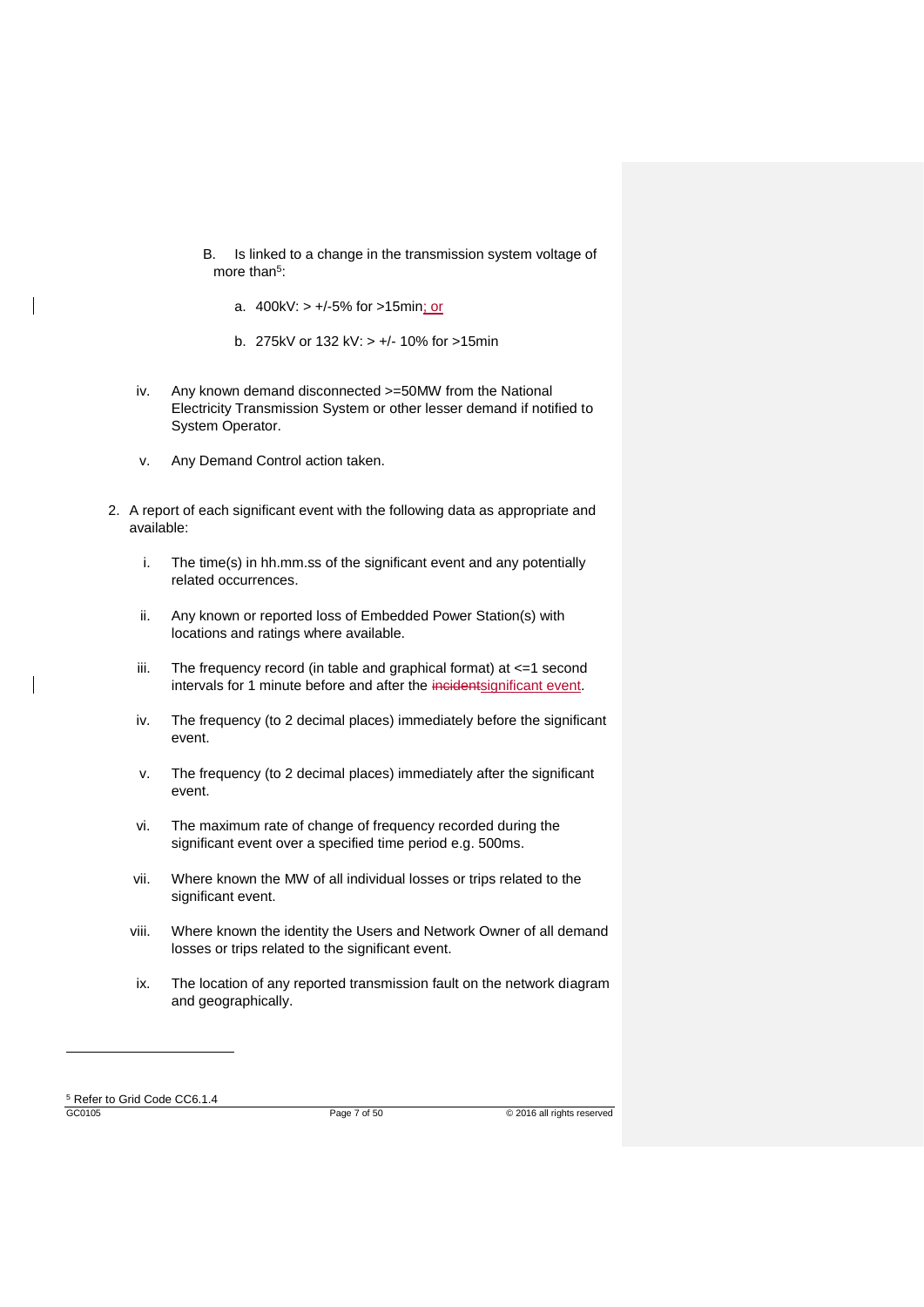B. Is linked to a change in the transmission system voltage of more than[5]:

a. 400kV: > +/-5% for >15min; or

b. 275kV or 132 kV: > +/- 10% for >15min

iv. Any known demand disconnected >=50MW from the National Electricity Transmission System or other lesser demand if notified to System Operator.

v. Any Demand Control action taken.

2. A report of each significant event with the following data as appropriate and available:

   i. The time(s) in hh.mm.ss of the significant event and any potentially related occurrences.

   ii. Any known or reported loss of Embedded Power Station(s) with locations and ratings where available.

   iii. The frequency record (in table and graphical format) at <=1 second intervals for 1 minute before and after the ~~incident~~significant event.

   iv. The frequency (to 2 decimal places) immediately before the significant event.

   v. The frequency (to 2 decimal places) immediately after the significant event.

   vi. The maximum rate of change of frequency recorded during the significant event over a specified time period e.g. 500ms.

   vii. Where known the MW of all individual losses or trips related to the significant event.

   viii. Where known the identity the Users and Network Owner of all demand losses or trips related to the significant event.

   ix. The location of any reported transmission fault on the network diagram and geographically.

[5] Refer to Grid Code CC6.1.4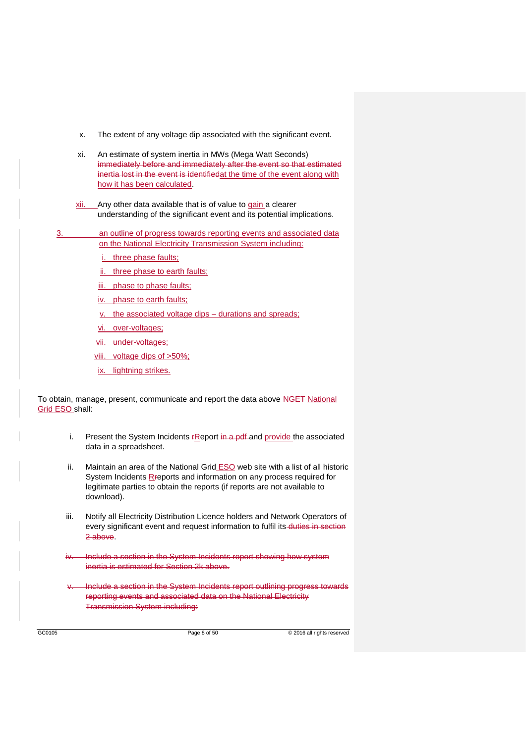x. The extent of any voltage dip associated with the significant event.

xi. An estimate of system inertia in MWs (Mega Watt Seconds) ~~immediately before and immediately after the event so that estimated inertia lost in the event is identified~~at the time of the event along with how it has been calculated.

xii. Any other data available that is of value to gain a clearer understanding of the significant event and its potential implications.

3. an outline of progress towards reporting events and associated data on the National Electricity Transmission System including:

   i. three phase faults;

   ii. three phase to earth faults;

   iii. phase to phase faults;

   iv. phase to earth faults;

   v. the associated voltage dips – durations and spreads;

   vi. over-voltages;

   vii. under-voltages;

   viii. voltage dips of >50%;

   ix. lightning strikes.

To obtain, manage, present, communicate and report the data above ~~NGET~~ National Grid ESO shall:

i. Present the System Incidents ~~r~~Report ~~in a pdf~~ and provide the associated data in a spreadsheet.

ii. Maintain an area of the National Grid ESO web site with a list of all historic System Incidents R~~r~~eports and information on any process required for legitimate parties to obtain the reports (if reports are not available to download).

iii. Notify all Electricity Distribution Licence holders and Network Operators of every significant event and request information to fulfil its ~~duties in section 2 above~~.

~~iv. Include a section in the System Incidents report showing how system inertia is estimated for Section 2k above.~~

~~v. Include a section in the System Incidents report outlining progress towards reporting events and associated data on the National Electricity Transmission System including:~~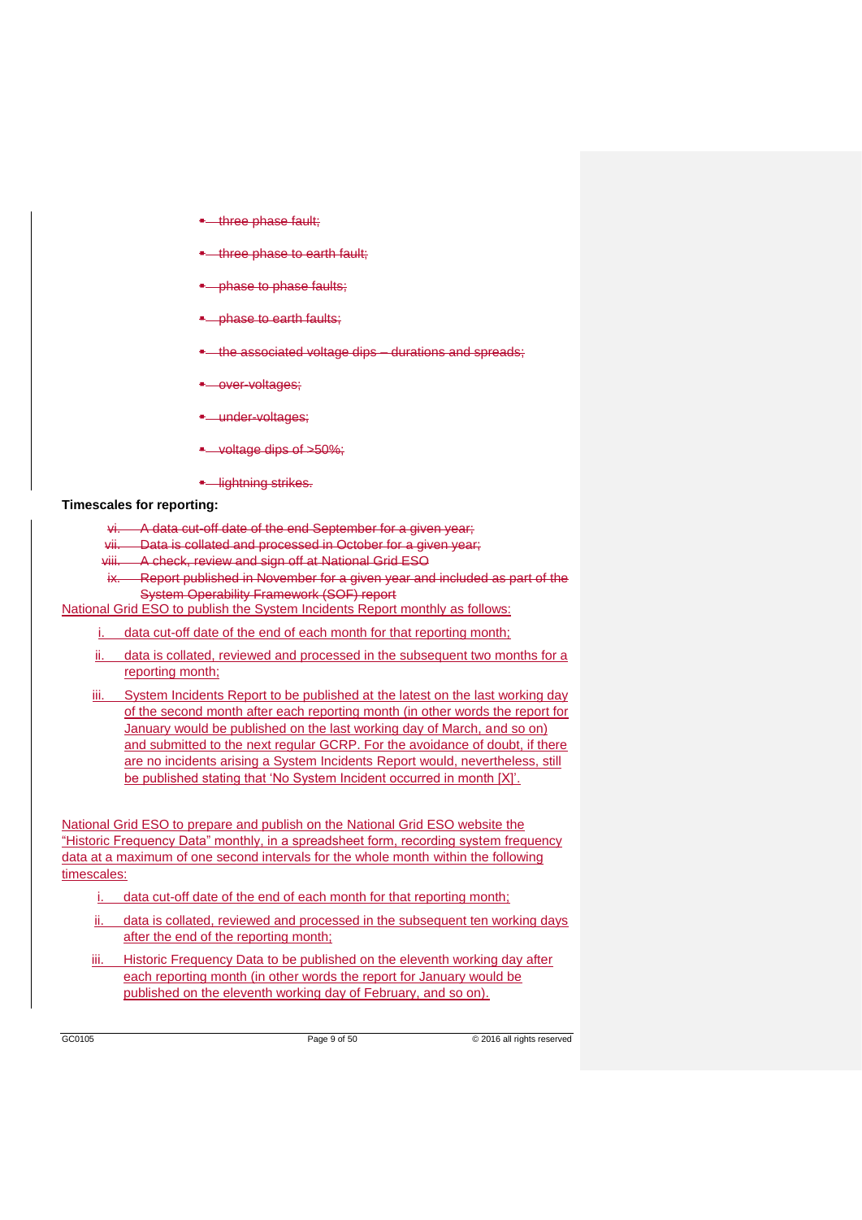- ~~three phase fault;~~
- ~~three phase to earth fault;~~
- ~~phase to phase faults;~~
- ~~phase to earth faults;~~
- ~~the associated voltage dips – durations and spreads;~~
- ~~over-voltages;~~
- ~~under-voltages;~~
- ~~voltage dips of >50%;~~
- ~~lightning strikes.~~

**Timescales for reporting:**

vi. ~~A data cut-off date of the end September for a given year;~~

vii. ~~Data is collated and processed in October for a given year;~~

viii. ~~A check, review and sign off at National Grid ESO~~

ix. ~~Report published in November for a given year and included as part of the System Operability Framework (SOF) report~~

National Grid ESO to publish the System Incidents Report monthly as follows:

i. data cut-off date of the end of each month for that reporting month;

ii. data is collated, reviewed and processed in the subsequent two months for a reporting month;

iii. System Incidents Report to be published at the latest on the last working day of the second month after each reporting month (in other words the report for January would be published on the last working day of March, and so on) and submitted to the next regular GCRP. For the avoidance of doubt, if there are no incidents arising a System Incidents Report would, nevertheless, still be published stating that 'No System Incident occurred in month [X]'.

National Grid ESO to prepare and publish on the National Grid ESO website the "Historic Frequency Data" monthly, in a spreadsheet form, recording system frequency data at a maximum of one second intervals for the whole month within the following timescales:

i. data cut-off date of the end of each month for that reporting month;

ii. data is collated, reviewed and processed in the subsequent ten working days after the end of the reporting month;

iii. Historic Frequency Data to be published on the eleventh working day after each reporting month (in other words the report for January would be published on the eleventh working day of February, and so on).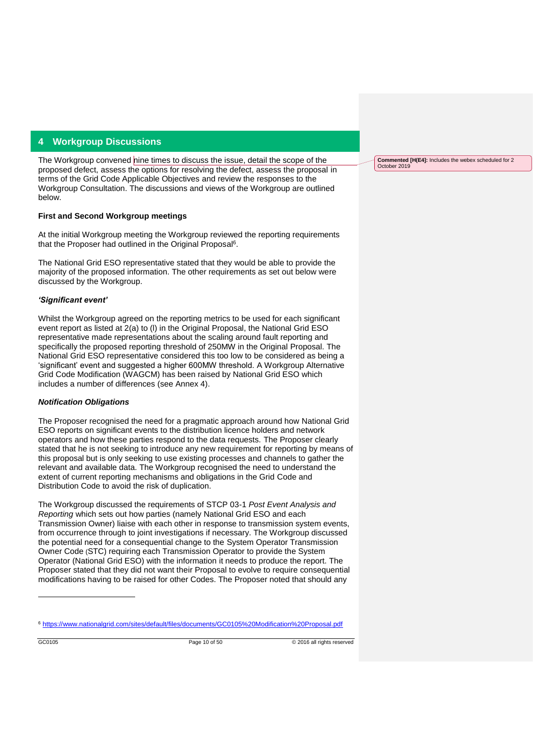## 4 Workgroup Discussions

The Workgroup convened nine times to discuss the issue, detail the scope of the proposed defect, assess the options for resolving the defect, assess the proposal in terms of the Grid Code Applicable Objectives and review the responses to the Workgroup Consultation. The discussions and views of the Workgroup are outlined below.

**Commented [H(E4]:** Includes the webex scheduled for 2 October 2019

**First and Second Workgroup meetings**

At the initial Workgroup meeting the Workgroup reviewed the reporting requirements that the Proposer had outlined in the Original Proposal[6].

The National Grid ESO representative stated that they would be able to provide the majority of the proposed information. The other requirements as set out below were discussed by the Workgroup.

***'Significant event'***

Whilst the Workgroup agreed on the reporting metrics to be used for each significant event report as listed at 2(a) to (l) in the Original Proposal, the National Grid ESO representative made representations about the scaling around fault reporting and specifically the proposed reporting threshold of 250MW in the Original Proposal. The National Grid ESO representative considered this too low to be considered as being a 'significant' event and suggested a higher 600MW threshold. A Workgroup Alternative Grid Code Modification (WAGCM) has been raised by National Grid ESO which includes a number of differences (see Annex 4).

***Notification Obligations***

The Proposer recognised the need for a pragmatic approach around how National Grid ESO reports on significant events to the distribution licence holders and network operators and how these parties respond to the data requests. The Proposer clearly stated that he is not seeking to introduce any new requirement for reporting by means of this proposal but is only seeking to use existing processes and channels to gather the relevant and available data. The Workgroup recognised the need to understand the extent of current reporting mechanisms and obligations in the Grid Code and Distribution Code to avoid the risk of duplication.

The Workgroup discussed the requirements of STCP 03-1 *Post Event Analysis and Reporting* which sets out how parties (namely National Grid ESO and each Transmission Owner) liaise with each other in response to transmission system events, from occurrence through to joint investigations if necessary. The Workgroup discussed the potential need for a consequential change to the System Operator Transmission Owner Code (STC) requiring each Transmission Operator to provide the System Operator (National Grid ESO) with the information it needs to produce the report. The Proposer stated that they did not want their Proposal to evolve to require consequential modifications having to be raised for other Codes. The Proposer noted that should any

[6] https://www.nationalgrid.com/sites/default/files/documents/GC0105%20Modification%20Proposal.pdf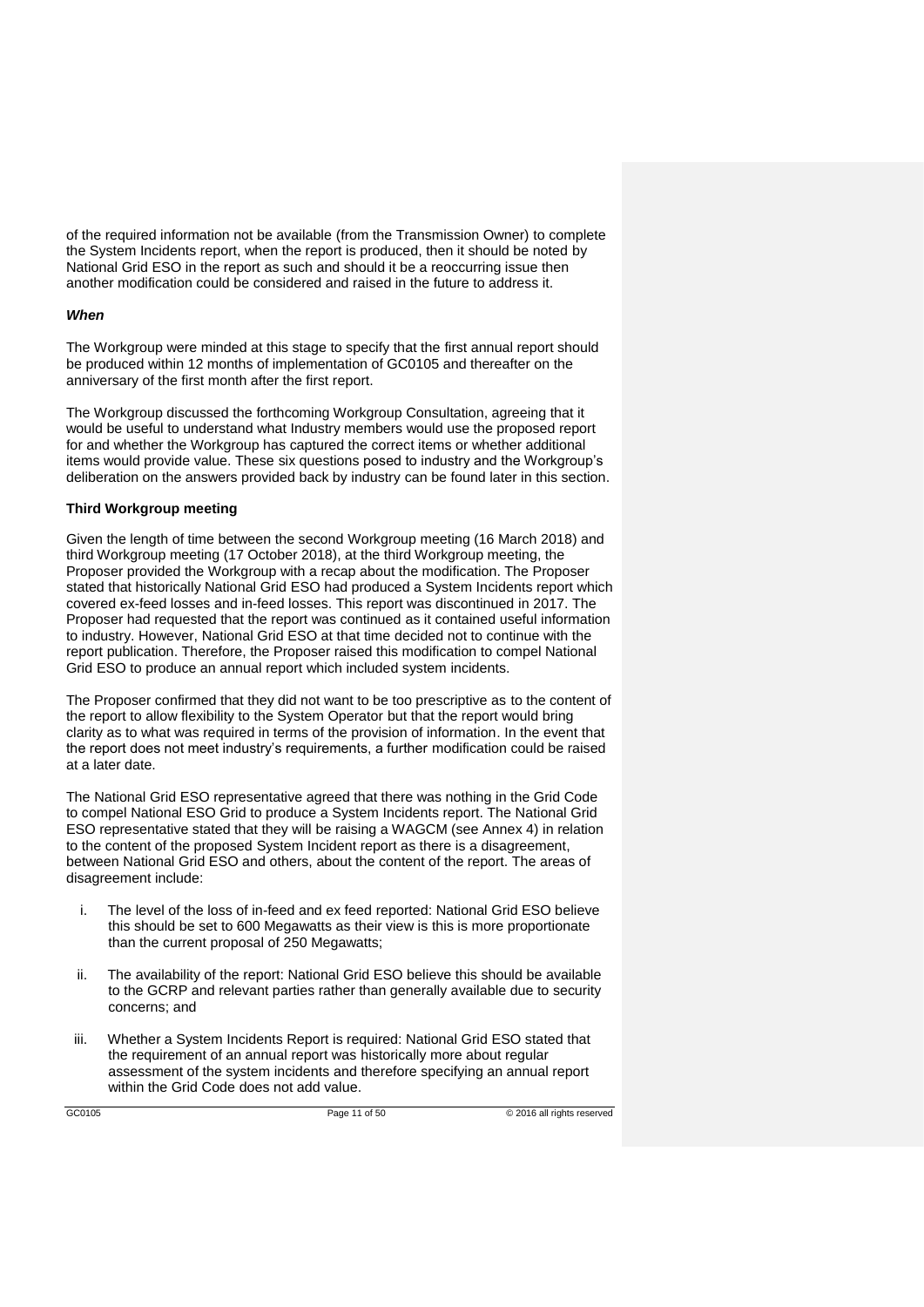of the required information not be available (from the Transmission Owner) to complete the System Incidents report, when the report is produced, then it should be noted by National Grid ESO in the report as such and should it be a reoccurring issue then another modification could be considered and raised in the future to address it.

***When***

The Workgroup were minded at this stage to specify that the first annual report should be produced within 12 months of implementation of GC0105 and thereafter on the anniversary of the first month after the first report.

The Workgroup discussed the forthcoming Workgroup Consultation, agreeing that it would be useful to understand what Industry members would use the proposed report for and whether the Workgroup has captured the correct items or whether additional items would provide value. These six questions posed to industry and the Workgroup's deliberation on the answers provided back by industry can be found later in this section.

**Third Workgroup meeting**

Given the length of time between the second Workgroup meeting (16 March 2018) and third Workgroup meeting (17 October 2018), at the third Workgroup meeting, the Proposer provided the Workgroup with a recap about the modification. The Proposer stated that historically National Grid ESO had produced a System Incidents report which covered ex-feed losses and in-feed losses. This report was discontinued in 2017. The Proposer had requested that the report was continued as it contained useful information to industry. However, National Grid ESO at that time decided not to continue with the report publication. Therefore, the Proposer raised this modification to compel National Grid ESO to produce an annual report which included system incidents.

The Proposer confirmed that they did not want to be too prescriptive as to the content of the report to allow flexibility to the System Operator but that the report would bring clarity as to what was required in terms of the provision of information. In the event that the report does not meet industry's requirements, a further modification could be raised at a later date.

The National Grid ESO representative agreed that there was nothing in the Grid Code to compel National ESO Grid to produce a System Incidents report. The National Grid ESO representative stated that they will be raising a WAGCM (see Annex 4) in relation to the content of the proposed System Incident report as there is a disagreement, between National Grid ESO and others, about the content of the report. The areas of disagreement include:

i. The level of the loss of in-feed and ex feed reported: National Grid ESO believe this should be set to 600 Megawatts as their view is this is more proportionate than the current proposal of 250 Megawatts;

ii. The availability of the report: National Grid ESO believe this should be available to the GCRP and relevant parties rather than generally available due to security concerns; and

iii. Whether a System Incidents Report is required: National Grid ESO stated that the requirement of an annual report was historically more about regular assessment of the system incidents and therefore specifying an annual report within the Grid Code does not add value.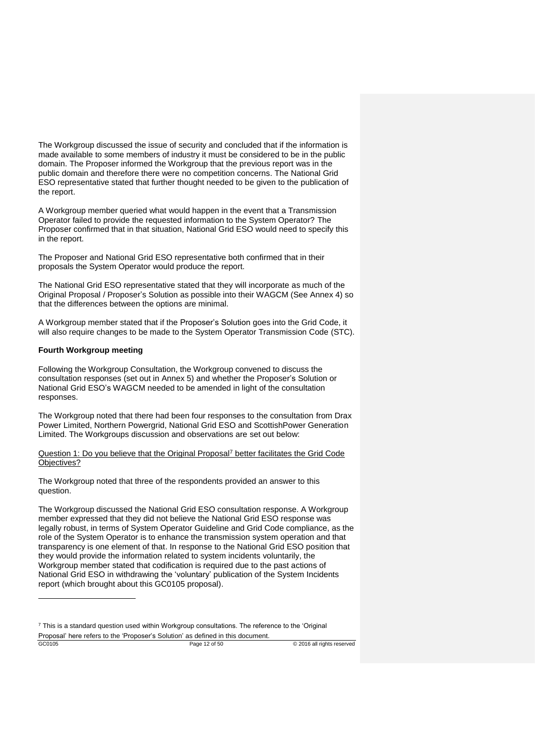The Workgroup discussed the issue of security and concluded that if the information is made available to some members of industry it must be considered to be in the public domain. The Proposer informed the Workgroup that the previous report was in the public domain and therefore there were no competition concerns. The National Grid ESO representative stated that further thought needed to be given to the publication of the report.

A Workgroup member queried what would happen in the event that a Transmission Operator failed to provide the requested information to the System Operator? The Proposer confirmed that in that situation, National Grid ESO would need to specify this in the report.

The Proposer and National Grid ESO representative both confirmed that in their proposals the System Operator would produce the report.

The National Grid ESO representative stated that they will incorporate as much of the Original Proposal / Proposer's Solution as possible into their WAGCM (See Annex 4) so that the differences between the options are minimal.

A Workgroup member stated that if the Proposer's Solution goes into the Grid Code, it will also require changes to be made to the System Operator Transmission Code (STC).

**Fourth Workgroup meeting**

Following the Workgroup Consultation, the Workgroup convened to discuss the consultation responses (set out in Annex 5) and whether the Proposer's Solution or National Grid ESO's WAGCM needed to be amended in light of the consultation responses.

The Workgroup noted that there had been four responses to the consultation from Drax Power Limited, Northern Powergrid, National Grid ESO and ScottishPower Generation Limited. The Workgroups discussion and observations are set out below:

Question 1: Do you believe that the Original Proposal[7] better facilitates the Grid Code Objectives?

The Workgroup noted that three of the respondents provided an answer to this question.

The Workgroup discussed the National Grid ESO consultation response. A Workgroup member expressed that they did not believe the National Grid ESO response was legally robust, in terms of System Operator Guideline and Grid Code compliance, as the role of the System Operator is to enhance the transmission system operation and that transparency is one element of that. In response to the National Grid ESO position that they would provide the information related to system incidents voluntarily, the Workgroup member stated that codification is required due to the past actions of National Grid ESO in withdrawing the 'voluntary' publication of the System Incidents report (which brought about this GC0105 proposal).

[7] This is a standard question used within Workgroup consultations. The reference to the 'Original Proposal' here refers to the 'Proposer's Solution' as defined in this document.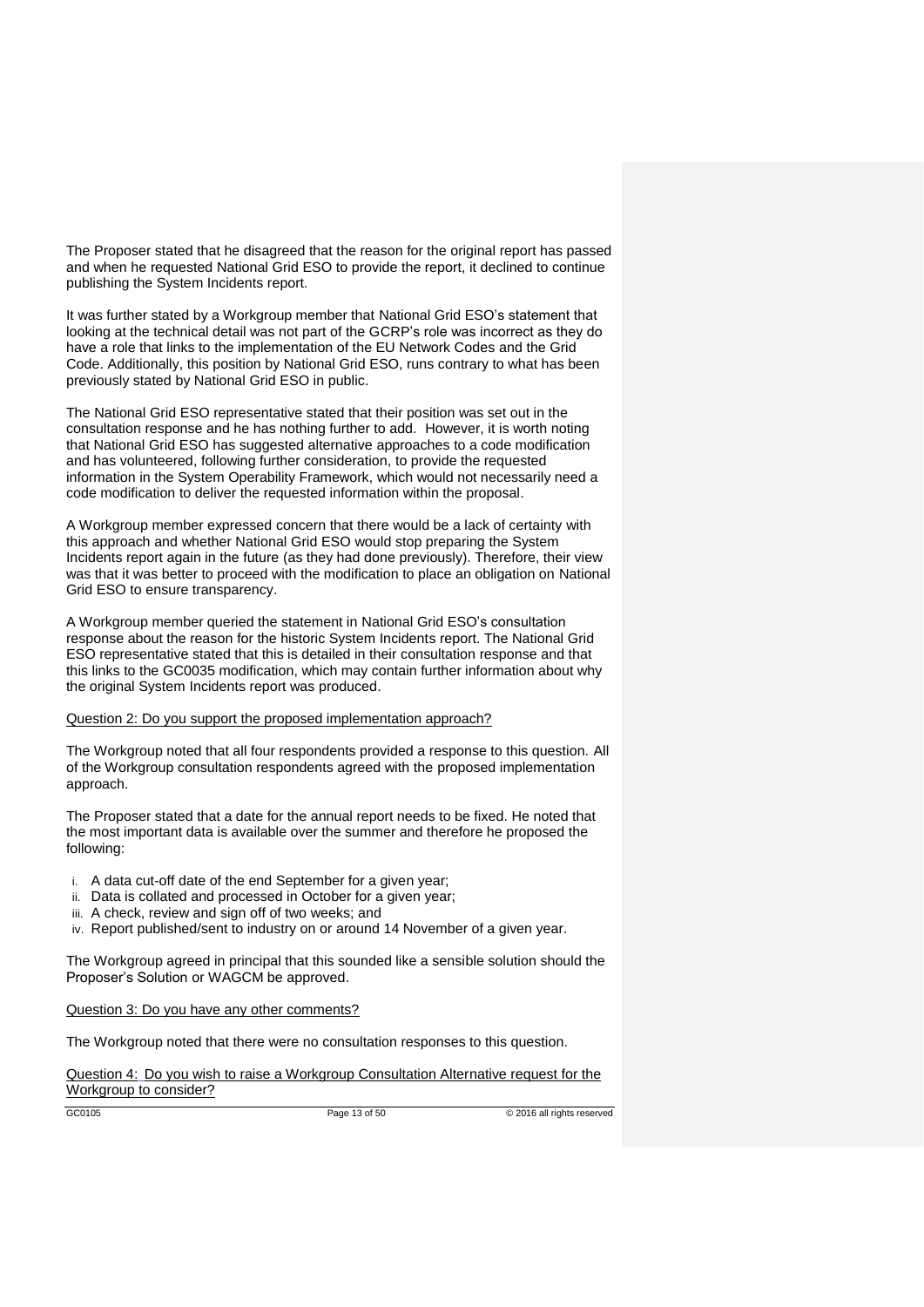The Proposer stated that he disagreed that the reason for the original report has passed and when he requested National Grid ESO to provide the report, it declined to continue publishing the System Incidents report.

It was further stated by a Workgroup member that National Grid ESO's statement that looking at the technical detail was not part of the GCRP's role was incorrect as they do have a role that links to the implementation of the EU Network Codes and the Grid Code. Additionally, this position by National Grid ESO, runs contrary to what has been previously stated by National Grid ESO in public.

The National Grid ESO representative stated that their position was set out in the consultation response and he has nothing further to add. However, it is worth noting that National Grid ESO has suggested alternative approaches to a code modification and has volunteered, following further consideration, to provide the requested information in the System Operability Framework, which would not necessarily need a code modification to deliver the requested information within the proposal.

A Workgroup member expressed concern that there would be a lack of certainty with this approach and whether National Grid ESO would stop preparing the System Incidents report again in the future (as they had done previously). Therefore, their view was that it was better to proceed with the modification to place an obligation on National Grid ESO to ensure transparency.

A Workgroup member queried the statement in National Grid ESO's consultation response about the reason for the historic System Incidents report. The National Grid ESO representative stated that this is detailed in their consultation response and that this links to the GC0035 modification, which may contain further information about why the original System Incidents report was produced.

<u>Question 2: Do you support the proposed implementation approach?</u>

The Workgroup noted that all four respondents provided a response to this question. All of the Workgroup consultation respondents agreed with the proposed implementation approach.

The Proposer stated that a date for the annual report needs to be fixed. He noted that the most important data is available over the summer and therefore he proposed the following:

i. A data cut-off date of the end September for a given year;
ii. Data is collated and processed in October for a given year;
iii. A check, review and sign off of two weeks; and
iv. Report published/sent to industry on or around 14 November of a given year.

The Workgroup agreed in principal that this sounded like a sensible solution should the Proposer's Solution or WAGCM be approved.

<u>Question 3: Do you have any other comments?</u>

The Workgroup noted that there were no consultation responses to this question.

<u>Question 4: Do you wish to raise a Workgroup Consultation Alternative request for the Workgroup to consider?</u>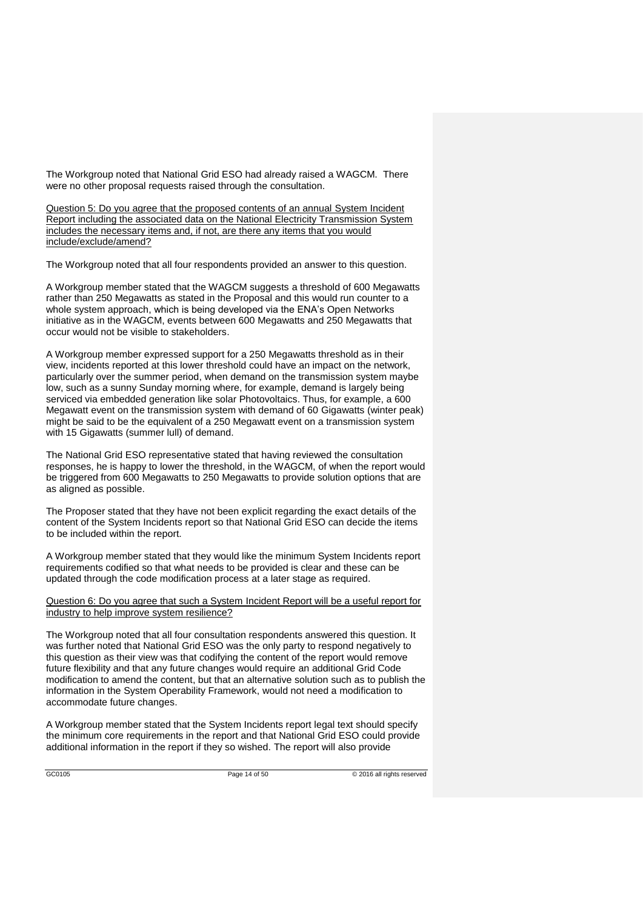The Workgroup noted that National Grid ESO had already raised a WAGCM. There were no other proposal requests raised through the consultation.

Question 5: Do you agree that the proposed contents of an annual System Incident Report including the associated data on the National Electricity Transmission System includes the necessary items and, if not, are there any items that you would include/exclude/amend?

The Workgroup noted that all four respondents provided an answer to this question.

A Workgroup member stated that the WAGCM suggests a threshold of 600 Megawatts rather than 250 Megawatts as stated in the Proposal and this would run counter to a whole system approach, which is being developed via the ENA's Open Networks initiative as in the WAGCM, events between 600 Megawatts and 250 Megawatts that occur would not be visible to stakeholders.

A Workgroup member expressed support for a 250 Megawatts threshold as in their view, incidents reported at this lower threshold could have an impact on the network, particularly over the summer period, when demand on the transmission system maybe low, such as a sunny Sunday morning where, for example, demand is largely being serviced via embedded generation like solar Photovoltaics. Thus, for example, a 600 Megawatt event on the transmission system with demand of 60 Gigawatts (winter peak) might be said to be the equivalent of a 250 Megawatt event on a transmission system with 15 Gigawatts (summer lull) of demand.

The National Grid ESO representative stated that having reviewed the consultation responses, he is happy to lower the threshold, in the WAGCM, of when the report would be triggered from 600 Megawatts to 250 Megawatts to provide solution options that are as aligned as possible.

The Proposer stated that they have not been explicit regarding the exact details of the content of the System Incidents report so that National Grid ESO can decide the items to be included within the report.

A Workgroup member stated that they would like the minimum System Incidents report requirements codified so that what needs to be provided is clear and these can be updated through the code modification process at a later stage as required.

Question 6: Do you agree that such a System Incident Report will be a useful report for industry to help improve system resilience?

The Workgroup noted that all four consultation respondents answered this question. It was further noted that National Grid ESO was the only party to respond negatively to this question as their view was that codifying the content of the report would remove future flexibility and that any future changes would require an additional Grid Code modification to amend the content, but that an alternative solution such as to publish the information in the System Operability Framework, would not need a modification to accommodate future changes.

A Workgroup member stated that the System Incidents report legal text should specify the minimum core requirements in the report and that National Grid ESO could provide additional information in the report if they so wished. The report will also provide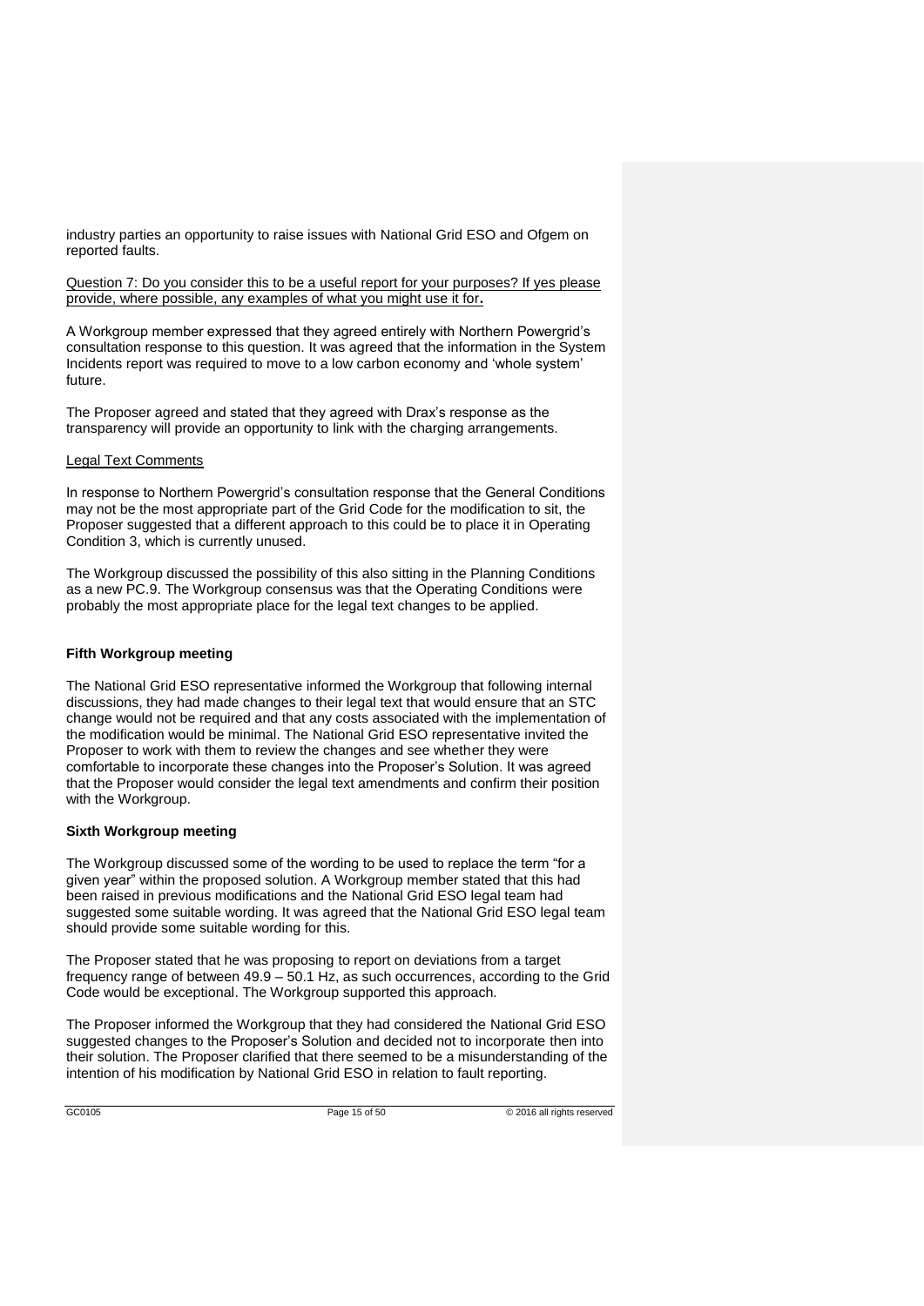industry parties an opportunity to raise issues with National Grid ESO and Ofgem on reported faults.

Question 7: Do you consider this to be a useful report for your purposes? If yes please provide, where possible, any examples of what you might use it for.

A Workgroup member expressed that they agreed entirely with Northern Powergrid's consultation response to this question. It was agreed that the information in the System Incidents report was required to move to a low carbon economy and 'whole system' future.

The Proposer agreed and stated that they agreed with Drax's response as the transparency will provide an opportunity to link with the charging arrangements.

Legal Text Comments

In response to Northern Powergrid's consultation response that the General Conditions may not be the most appropriate part of the Grid Code for the modification to sit, the Proposer suggested that a different approach to this could be to place it in Operating Condition 3, which is currently unused.

The Workgroup discussed the possibility of this also sitting in the Planning Conditions as a new PC.9. The Workgroup consensus was that the Operating Conditions were probably the most appropriate place for the legal text changes to be applied.

**Fifth Workgroup meeting**

The National Grid ESO representative informed the Workgroup that following internal discussions, they had made changes to their legal text that would ensure that an STC change would not be required and that any costs associated with the implementation of the modification would be minimal. The National Grid ESO representative invited the Proposer to work with them to review the changes and see whether they were comfortable to incorporate these changes into the Proposer's Solution. It was agreed that the Proposer would consider the legal text amendments and confirm their position with the Workgroup.

**Sixth Workgroup meeting**

The Workgroup discussed some of the wording to be used to replace the term "for a given year" within the proposed solution. A Workgroup member stated that this had been raised in previous modifications and the National Grid ESO legal team had suggested some suitable wording. It was agreed that the National Grid ESO legal team should provide some suitable wording for this.

The Proposer stated that he was proposing to report on deviations from a target frequency range of between 49.9 – 50.1 Hz, as such occurrences, according to the Grid Code would be exceptional. The Workgroup supported this approach.

The Proposer informed the Workgroup that they had considered the National Grid ESO suggested changes to the Proposer's Solution and decided not to incorporate then into their solution. The Proposer clarified that there seemed to be a misunderstanding of the intention of his modification by National Grid ESO in relation to fault reporting.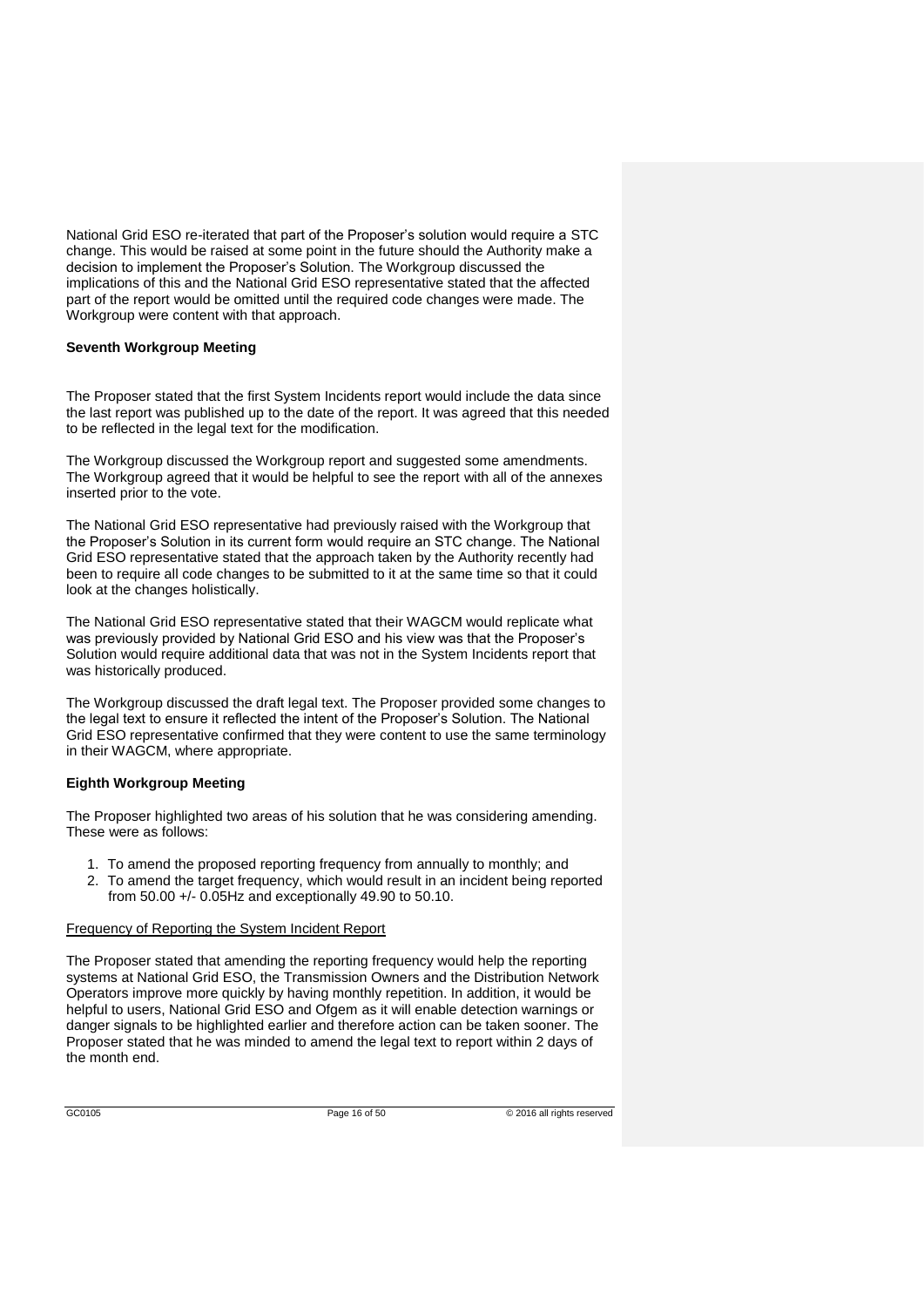National Grid ESO re-iterated that part of the Proposer's solution would require a STC change. This would be raised at some point in the future should the Authority make a decision to implement the Proposer's Solution. The Workgroup discussed the implications of this and the National Grid ESO representative stated that the affected part of the report would be omitted until the required code changes were made. The Workgroup were content with that approach.

**Seventh Workgroup Meeting**

The Proposer stated that the first System Incidents report would include the data since the last report was published up to the date of the report. It was agreed that this needed to be reflected in the legal text for the modification.

The Workgroup discussed the Workgroup report and suggested some amendments. The Workgroup agreed that it would be helpful to see the report with all of the annexes inserted prior to the vote.

The National Grid ESO representative had previously raised with the Workgroup that the Proposer's Solution in its current form would require an STC change. The National Grid ESO representative stated that the approach taken by the Authority recently had been to require all code changes to be submitted to it at the same time so that it could look at the changes holistically.

The National Grid ESO representative stated that their WAGCM would replicate what was previously provided by National Grid ESO and his view was that the Proposer's Solution would require additional data that was not in the System Incidents report that was historically produced.

The Workgroup discussed the draft legal text. The Proposer provided some changes to the legal text to ensure it reflected the intent of the Proposer's Solution. The National Grid ESO representative confirmed that they were content to use the same terminology in their WAGCM, where appropriate.

**Eighth Workgroup Meeting**

The Proposer highlighted two areas of his solution that he was considering amending. These were as follows:

1. To amend the proposed reporting frequency from annually to monthly; and
2. To amend the target frequency, which would result in an incident being reported from 50.00 +/- 0.05Hz and exceptionally 49.90 to 50.10.

<u>Frequency of Reporting the System Incident Report</u>

The Proposer stated that amending the reporting frequency would help the reporting systems at National Grid ESO, the Transmission Owners and the Distribution Network Operators improve more quickly by having monthly repetition. In addition, it would be helpful to users, National Grid ESO and Ofgem as it will enable detection warnings or danger signals to be highlighted earlier and therefore action can be taken sooner. The Proposer stated that he was minded to amend the legal text to report within 2 days of the month end.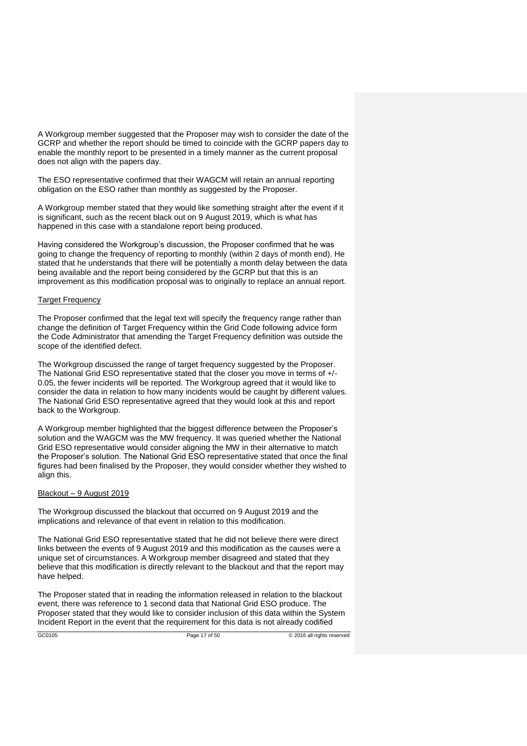A Workgroup member suggested that the Proposer may wish to consider the date of the GCRP and whether the report should be timed to coincide with the GCRP papers day to enable the monthly report to be presented in a timely manner as the current proposal does not align with the papers day.

The ESO representative confirmed that their WAGCM will retain an annual reporting obligation on the ESO rather than monthly as suggested by the Proposer.

A Workgroup member stated that they would like something straight after the event if it is significant, such as the recent black out on 9 August 2019, which is what has happened in this case with a standalone report being produced.

Having considered the Workgroup's discussion, the Proposer confirmed that he was going to change the frequency of reporting to monthly (within 2 days of month end). He stated that he understands that there will be potentially a month delay between the data being available and the report being considered by the GCRP but that this is an improvement as this modification proposal was to originally to replace an annual report.

<u>Target Frequency</u>

The Proposer confirmed that the legal text will specify the frequency range rather than change the definition of Target Frequency within the Grid Code following advice form the Code Administrator that amending the Target Frequency definition was outside the scope of the identified defect.

The Workgroup discussed the range of target frequency suggested by the Proposer. The National Grid ESO representative stated that the closer you move in terms of +/- 0.05, the fewer incidents will be reported. The Workgroup agreed that it would like to consider the data in relation to how many incidents would be caught by different values. The National Grid ESO representative agreed that they would look at this and report back to the Workgroup.

A Workgroup member highlighted that the biggest difference between the Proposer's solution and the WAGCM was the MW frequency. It was queried whether the National Grid ESO representative would consider aligning the MW in their alternative to match the Proposer's solution. The National Grid ESO representative stated that once the final figures had been finalised by the Proposer, they would consider whether they wished to align this.

<u>Blackout – 9 August 2019</u>

The Workgroup discussed the blackout that occurred on 9 August 2019 and the implications and relevance of that event in relation to this modification.

The National Grid ESO representative stated that he did not believe there were direct links between the events of 9 August 2019 and this modification as the causes were a unique set of circumstances. A Workgroup member disagreed and stated that they believe that this modification is directly relevant to the blackout and that the report may have helped.

The Proposer stated that in reading the information released in relation to the blackout event, there was reference to 1 second data that National Grid ESO produce. The Proposer stated that they would like to consider inclusion of this data within the System Incident Report in the event that the requirement for this data is not already codified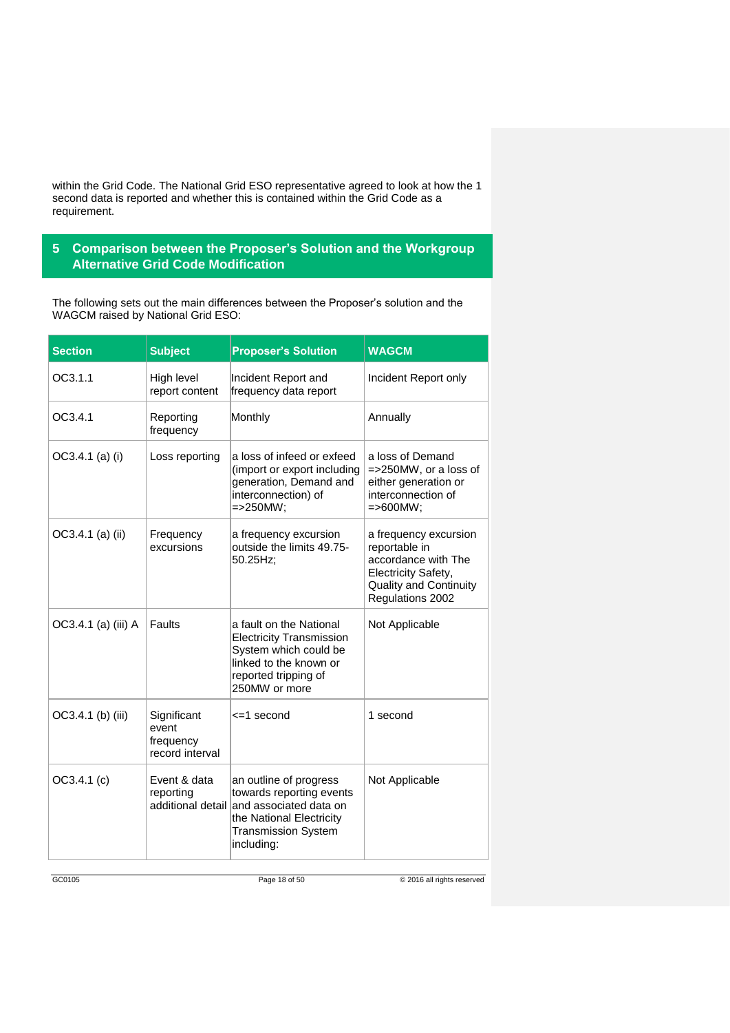within the Grid Code. The National Grid ESO representative agreed to look at how the 1 second data is reported and whether this is contained within the Grid Code as a requirement.

## 5 Comparison between the Proposer's Solution and the Workgroup Alternative Grid Code Modification

The following sets out the main differences between the Proposer's solution and the WAGCM raised by National Grid ESO:

| Section | Subject | Proposer's Solution | WAGCM |
|---|---|---|---|
| OC3.1.1 | High level report content | Incident Report and frequency data report | Incident Report only |
| OC3.4.1 | Reporting frequency | Monthly | Annually |
| OC3.4.1 (a) (i) | Loss reporting | a loss of infeed or exfeed (import or export including generation, Demand and interconnection) of =>250MW; | a loss of Demand =>250MW, or a loss of either generation or interconnection of =>600MW; |
| OC3.4.1 (a) (ii) | Frequency excursions | a frequency excursion outside the limits 49.75-50.25Hz; | a frequency excursion reportable in accordance with The Electricity Safety, Quality and Continuity Regulations 2002 |
| OC3.4.1 (a) (iii) A | Faults | a fault on the National Electricity Transmission System which could be linked to the known or reported tripping of 250MW or more | Not Applicable |
| OC3.4.1 (b) (iii) | Significant event frequency record interval | <=1 second | 1 second |
| OC3.4.1 (c) | Event & data reporting additional detail | an outline of progress towards reporting events and associated data on the National Electricity Transmission System including: | Not Applicable |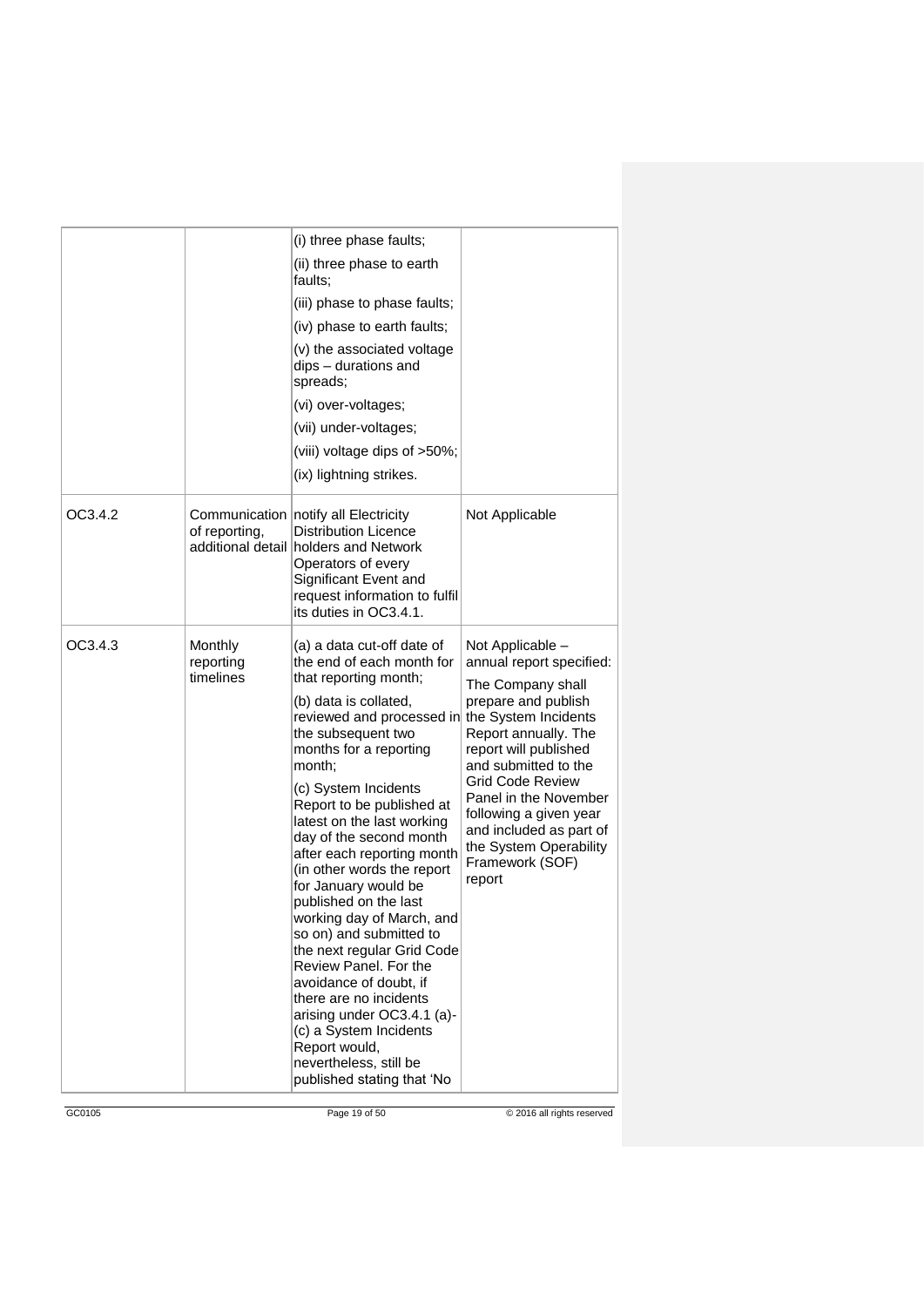| | | | |
|---|---|---|---|
| | | (i) three phase faults;<br>(ii) three phase to earth faults;<br>(iii) phase to phase faults;<br>(iv) phase to earth faults;<br>(v) the associated voltage dips – durations and spreads;<br>(vi) over-voltages;<br>(vii) under-voltages;<br>(viii) voltage dips of >50%;<br>(ix) lightning strikes. | |
| OC3.4.2 | Communication of reporting, additional detail | notify all Electricity Distribution Licence holders and Network Operators of every Significant Event and request information to fulfil its duties in OC3.4.1. | Not Applicable |
| OC3.4.3 | Monthly reporting timelines | (a) a data cut-off date of the end of each month for that reporting month;<br>(b) data is collated, reviewed and processed in the subsequent two months for a reporting month;<br>(c) System Incidents Report to be published at latest on the last working day of the second month after each reporting month (in other words the report for January would be published on the last working day of March, and so on) and submitted to the next regular Grid Code Review Panel. For the avoidance of doubt, if there are no incidents arising under OC3.4.1 (a)-(c) a System Incidents Report would, nevertheless, still be published stating that 'No | Not Applicable – annual report specified:<br>The Company shall prepare and publish the System Incidents Report annually. The report will published and submitted to the Grid Code Review Panel in the November following a given year and included as part of the System Operability Framework (SOF) report |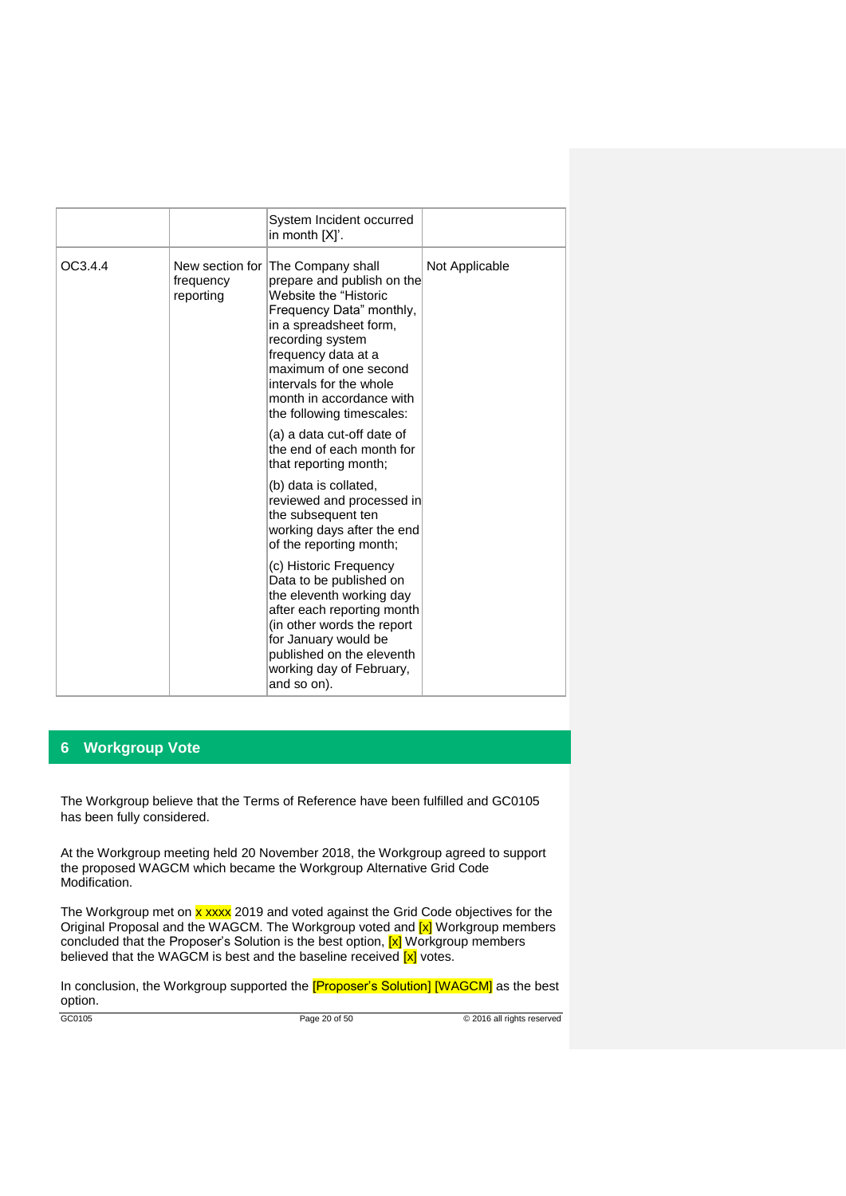|  |  | System Incident occurred in month [X]'. |  |
|---|---|---|---|
| OC3.4.4 | New section for frequency reporting | The Company shall prepare and publish on the Website the "Historic Frequency Data" monthly, in a spreadsheet form, recording system frequency data at a maximum of one second intervals for the whole month in accordance with the following timescales:<br><br>(a) a data cut-off date of the end of each month for that reporting month;<br><br>(b) data is collated, reviewed and processed in the subsequent ten working days after the end of the reporting month;<br><br>(c) Historic Frequency Data to be published on the eleventh working day after each reporting month (in other words the report for January would be published on the eleventh working day of February, and so on). | Not Applicable |

## 6 Workgroup Vote

The Workgroup believe that the Terms of Reference have been fulfilled and GC0105 has been fully considered.

At the Workgroup meeting held 20 November 2018, the Workgroup agreed to support the proposed WAGCM which became the Workgroup Alternative Grid Code Modification.

The Workgroup met on x xxxx 2019 and voted against the Grid Code objectives for the Original Proposal and the WAGCM. The Workgroup voted and [x] Workgroup members concluded that the Proposer's Solution is the best option, [x] Workgroup members believed that the WAGCM is best and the baseline received [x] votes.

In conclusion, the Workgroup supported the [Proposer's Solution] [WAGCM] as the best option.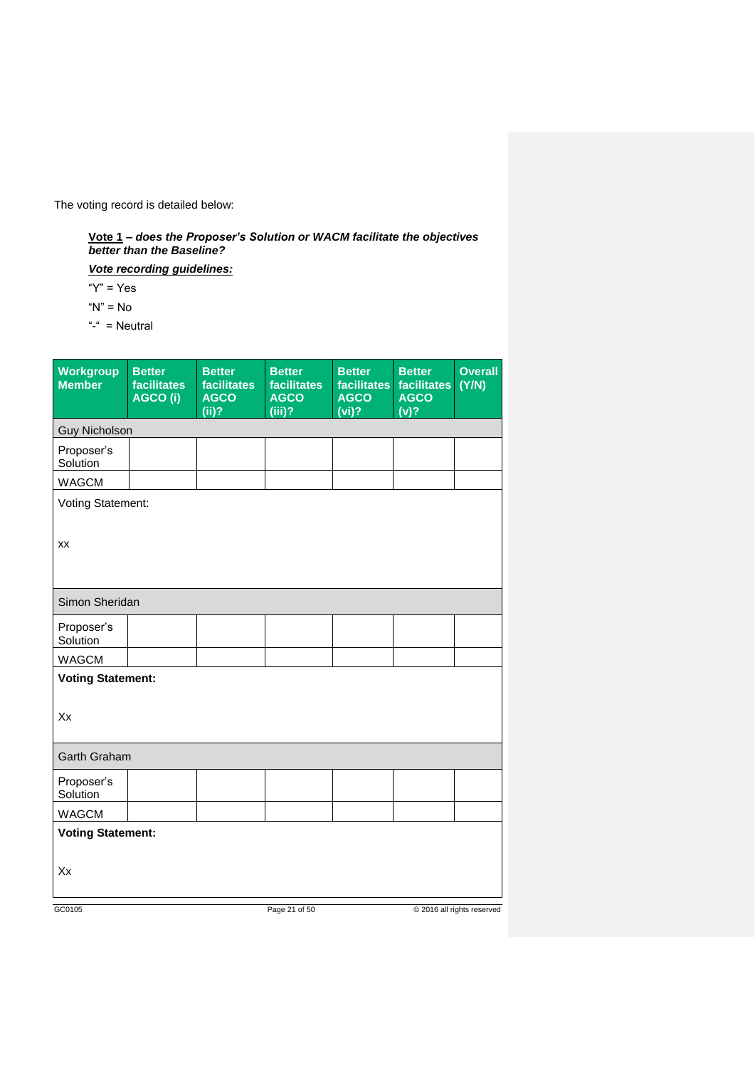The voting record is detailed below:

**<u>Vote 1</u> – *does the Proposer's Solution or WACM facilitate the objectives better than the Baseline?***

***<u>Vote recording guidelines:</u>***

"Y" = Yes

"N" = No

"-" = Neutral

| Workgroup Member | Better facilitates AGCO (i) | Better facilitates AGCO (ii)? | Better facilitates AGCO (iii)? | Better facilitates AGCO (vi)? | Better facilitates AGCO (v)? | Overall (Y/N) |
|---|---|---|---|---|---|---|
| Guy Nicholson | | | | | | |
| Proposer's Solution | | | | | | |
| WAGCM | | | | | | |
| Voting Statement:<br><br>xx | | | | | | |
| Simon Sheridan | | | | | | |
| Proposer's Solution | | | | | | |
| WAGCM | | | | | | |
| **Voting Statement:**<br><br>Xx | | | | | | |
| Garth Graham | | | | | | |
| Proposer's Solution | | | | | | |
| WAGCM | | | | | | |
| **Voting Statement:**<br><br>Xx | | | | | | |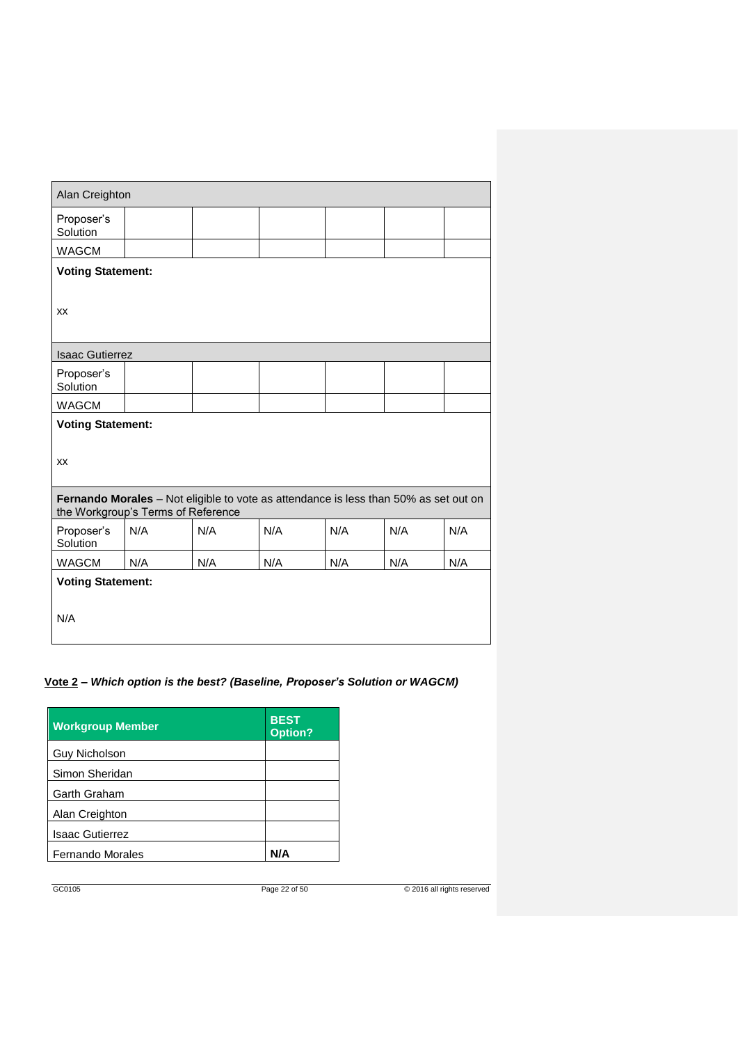| Alan Creighton | | | | | | |
| --- | --- | --- | --- | --- | --- | --- |
| Proposer's Solution | | | | | | |
| WAGCM | | | | | | |
| **Voting Statement:** xx | | | | | | |
| Isaac Gutierrez | | | | | | |
| Proposer's Solution | | | | | | |
| WAGCM | | | | | | |
| **Voting Statement:** xx | | | | | | |
| **Fernando Morales** – Not eligible to vote as attendance is less than 50% as set out on the Workgroup's Terms of Reference | | | | | | |
| Proposer's Solution | N/A | N/A | N/A | N/A | N/A | N/A |
| WAGCM | N/A | N/A | N/A | N/A | N/A | N/A |
| **Voting Statement:** N/A | | | | | | |

**Vote 2** – ***Which option is the best? (Baseline, Proposer's Solution or WAGCM)***

| Workgroup Member | BEST Option? |
| --- | --- |
| Guy Nicholson | |
| Simon Sheridan | |
| Garth Graham | |
| Alan Creighton | |
| Isaac Gutierrez | |
| Fernando Morales | **N/A** |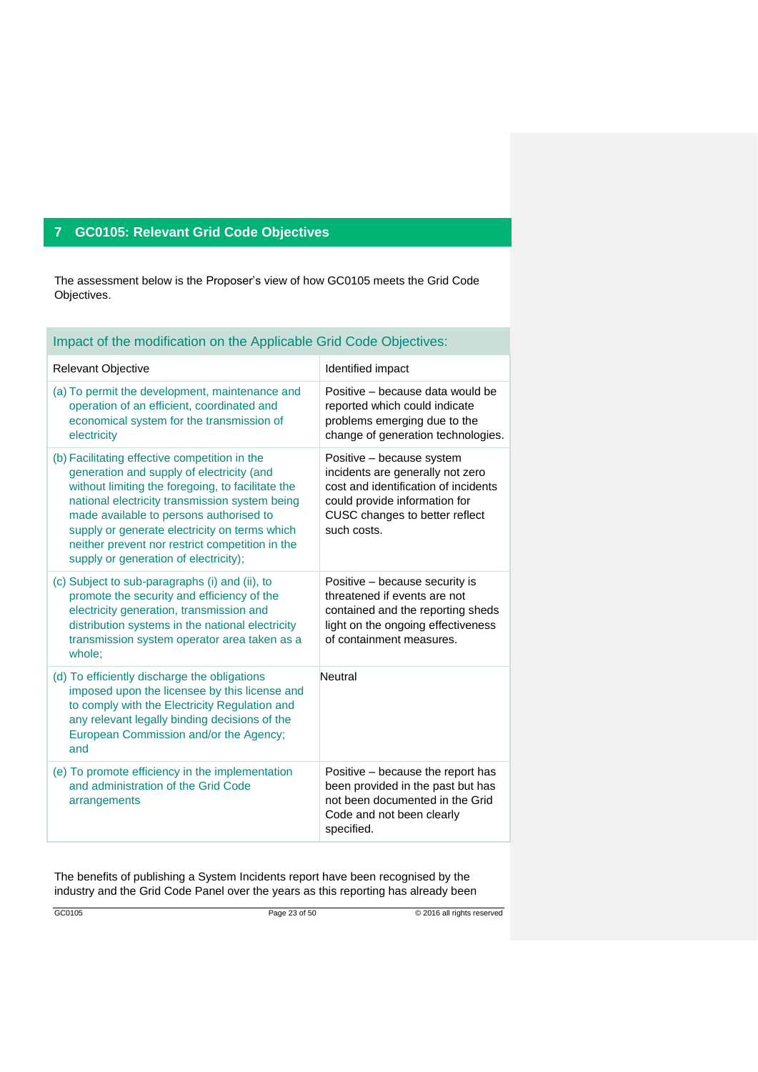# 7 GC0105: Relevant Grid Code Objectives

The assessment below is the Proposer's view of how GC0105 meets the Grid Code Objectives.

| Impact of the modification on the Applicable Grid Code Objectives: | |
|---|---|
| Relevant Objective | Identified impact |
| (a) To permit the development, maintenance and operation of an efficient, coordinated and economical system for the transmission of electricity | Positive – because data would be reported which could indicate problems emerging due to the change of generation technologies. |
| (b) Facilitating effective competition in the generation and supply of electricity (and without limiting the foregoing, to facilitate the national electricity transmission system being made available to persons authorised to supply or generate electricity on terms which neither prevent nor restrict competition in the supply or generation of electricity); | Positive – because system incidents are generally not zero cost and identification of incidents could provide information for CUSC changes to better reflect such costs. |
| (c) Subject to sub-paragraphs (i) and (ii), to promote the security and efficiency of the electricity generation, transmission and distribution systems in the national electricity transmission system operator area taken as a whole; | Positive – because security is threatened if events are not contained and the reporting sheds light on the ongoing effectiveness of containment measures. |
| (d) To efficiently discharge the obligations imposed upon the licensee by this license and to comply with the Electricity Regulation and any relevant legally binding decisions of the European Commission and/or the Agency; and | Neutral |
| (e) To promote efficiency in the implementation and administration of the Grid Code arrangements | Positive – because the report has been provided in the past but has not been documented in the Grid Code and not been clearly specified. |

The benefits of publishing a System Incidents report have been recognised by the industry and the Grid Code Panel over the years as this reporting has already been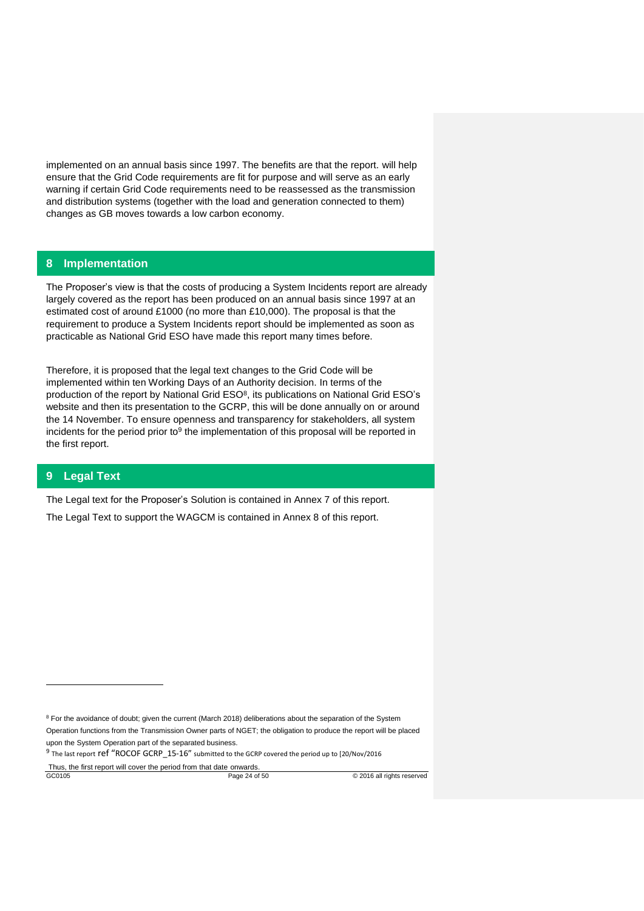implemented on an annual basis since 1997. The benefits are that the report. will help ensure that the Grid Code requirements are fit for purpose and will serve as an early warning if certain Grid Code requirements need to be reassessed as the transmission and distribution systems (together with the load and generation connected to them) changes as GB moves towards a low carbon economy.

## 8 Implementation

The Proposer's view is that the costs of producing a System Incidents report are already largely covered as the report has been produced on an annual basis since 1997 at an estimated cost of around £1000 (no more than £10,000). The proposal is that the requirement to produce a System Incidents report should be implemented as soon as practicable as National Grid ESO have made this report many times before.

Therefore, it is proposed that the legal text changes to the Grid Code will be implemented within ten Working Days of an Authority decision. In terms of the production of the report by National Grid ESO[8], its publications on National Grid ESO's website and then its presentation to the GCRP, this will be done annually on or around the 14 November. To ensure openness and transparency for stakeholders, all system incidents for the period prior to[9] the implementation of this proposal will be reported in the first report.

## 9 Legal Text

The Legal text for the Proposer's Solution is contained in Annex 7 of this report.

The Legal Text to support the WAGCM is contained in Annex 8 of this report.

---

[8] For the avoidance of doubt; given the current (March 2018) deliberations about the separation of the System Operation functions from the Transmission Owner parts of NGET; the obligation to produce the report will be placed upon the System Operation part of the separated business.

[9] The last report ref "ROCOF GCRP_15-16" submitted to the GCRP covered the period up to [20/Nov/2016

Thus, the first report will cover the period from that date onwards.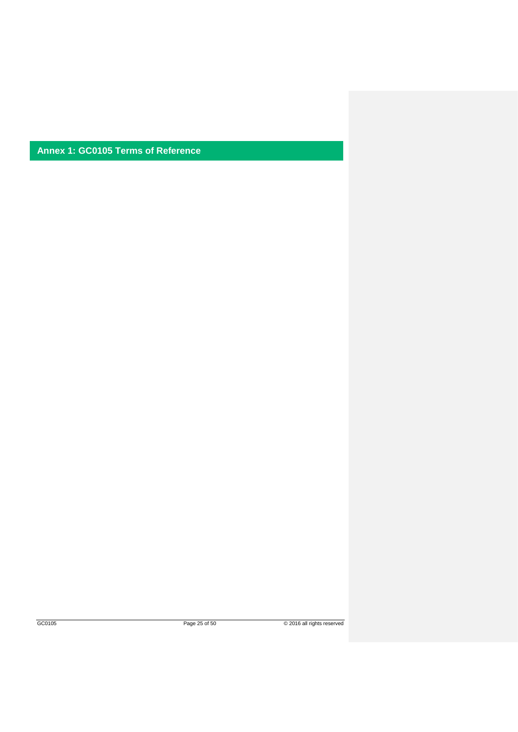# Annex 1: GC0105 Terms of Reference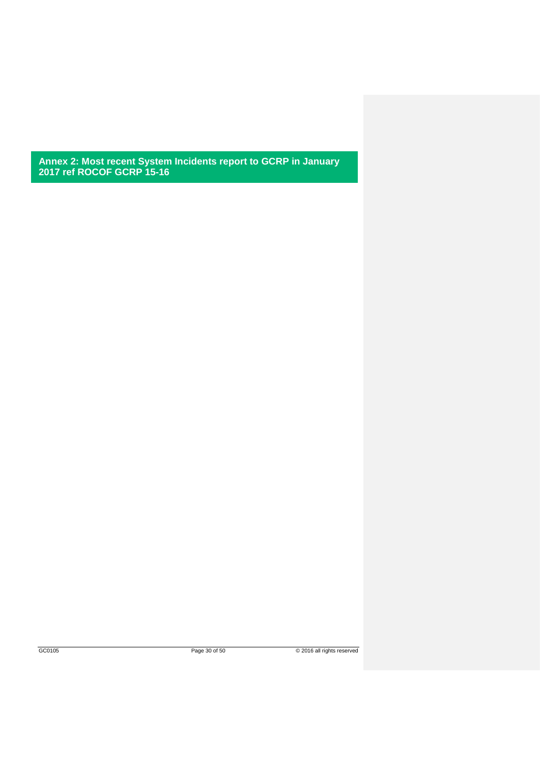## Annex 2: Most recent System Incidents report to GCRP in January 2017 ref ROCOF GCRP 15-16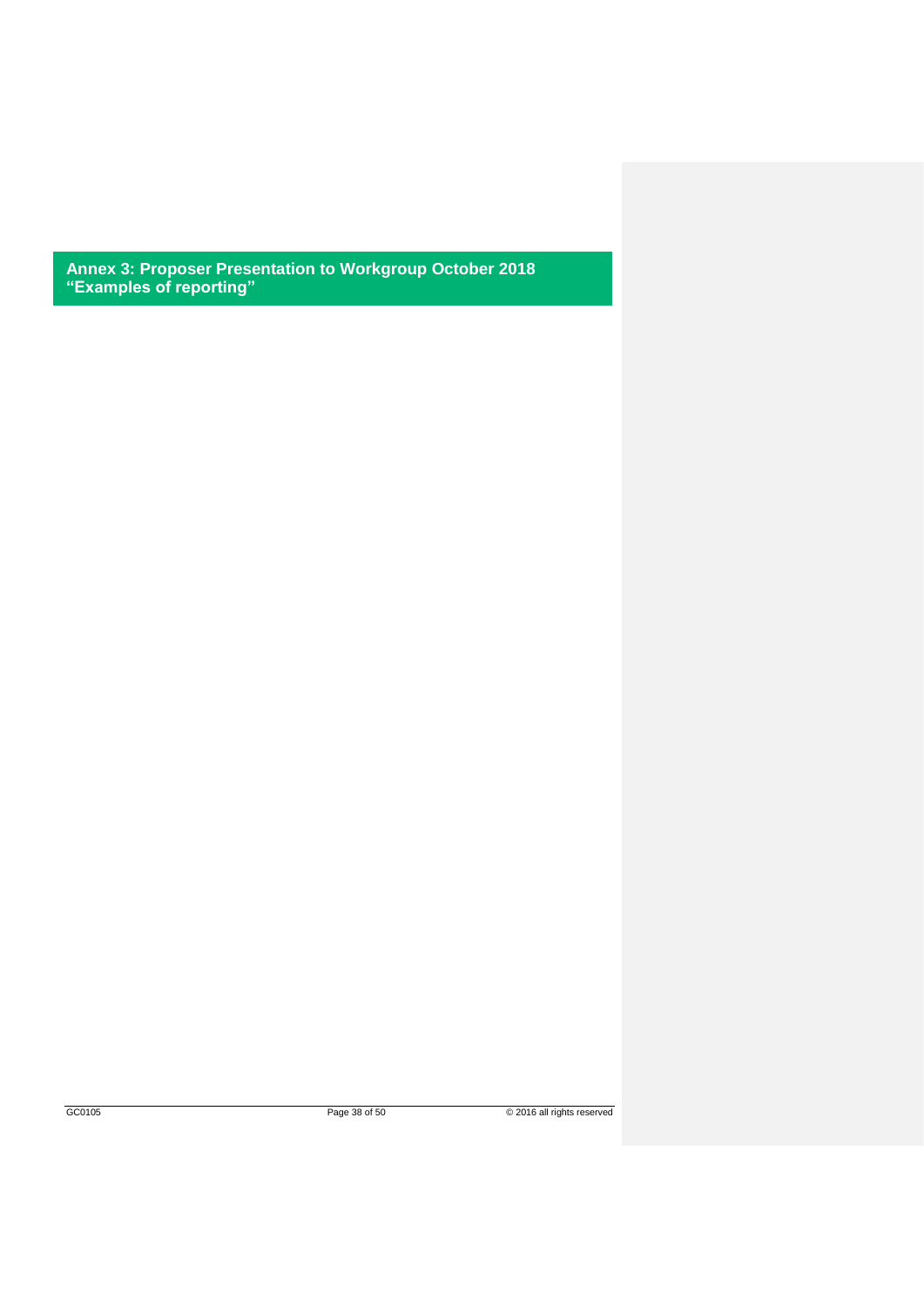## Annex 3: Proposer Presentation to Workgroup October 2018 "Examples of reporting"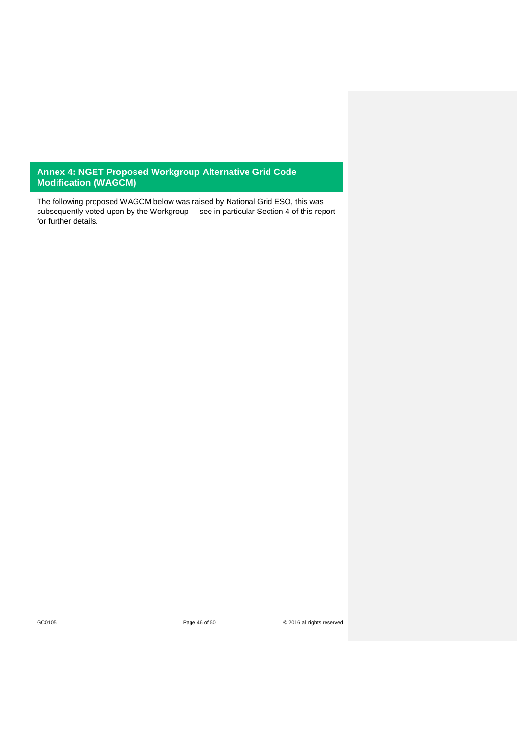## Annex 4: NGET Proposed Workgroup Alternative Grid Code Modification (WAGCM)

The following proposed WAGCM below was raised by National Grid ESO, this was subsequently voted upon by the Workgroup – see in particular Section 4 of this report for further details.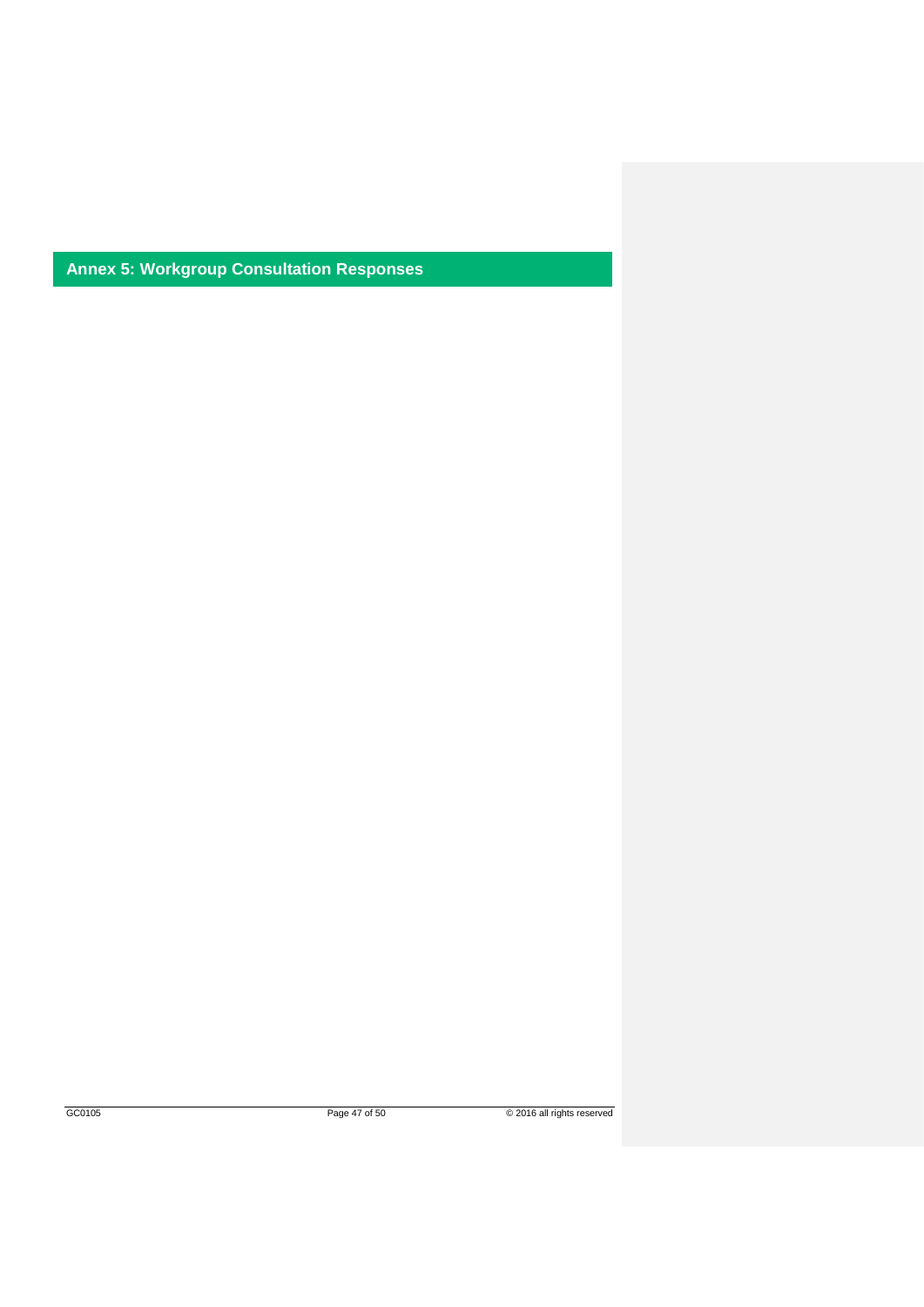## Annex 5: Workgroup Consultation Responses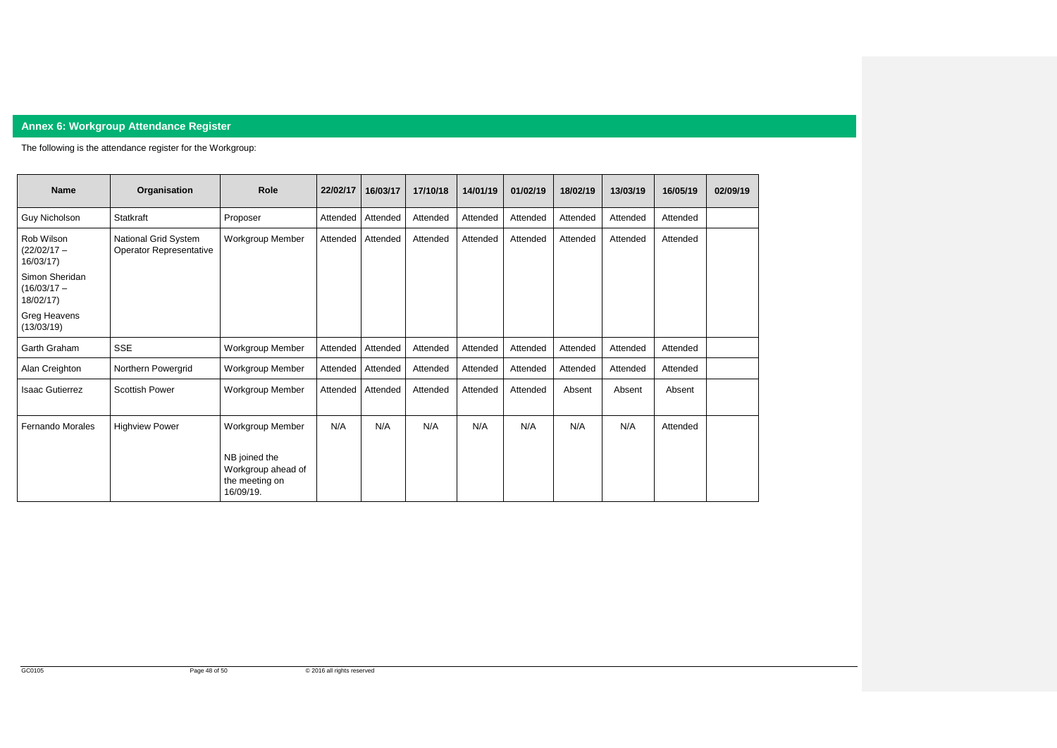## Annex 6: Workgroup Attendance Register

The following is the attendance register for the Workgroup:

| Name | Organisation | Role | 22/02/17 | 16/03/17 | 17/10/18 | 14/01/19 | 01/02/19 | 18/02/19 | 13/03/19 | 16/05/19 | 02/09/19 |
|---|---|---|---|---|---|---|---|---|---|---|---|
| Guy Nicholson | Statkraft | Proposer | Attended | Attended | Attended | Attended | Attended | Attended | Attended | Attended | |
| Rob Wilson (22/02/17 – 16/03/17)<br>Simon Sheridan (16/03/17 – 18/02/17)<br>Greg Heavens (13/03/19) | National Grid System Operator Representative | Workgroup Member | Attended | Attended | Attended | Attended | Attended | Attended | Attended | Attended | |
| Garth Graham | SSE | Workgroup Member | Attended | Attended | Attended | Attended | Attended | Attended | Attended | Attended | |
| Alan Creighton | Northern Powergrid | Workgroup Member | Attended | Attended | Attended | Attended | Attended | Attended | Attended | Attended | |
| Isaac Gutierrez | Scottish Power | Workgroup Member | Attended | Attended | Attended | Attended | Attended | Absent | Absent | Absent | |
| Fernando Morales | Highview Power | Workgroup Member<br><br>NB joined the Workgroup ahead of the meeting on 16/09/19. | N/A | N/A | N/A | N/A | N/A | N/A | N/A | Attended | |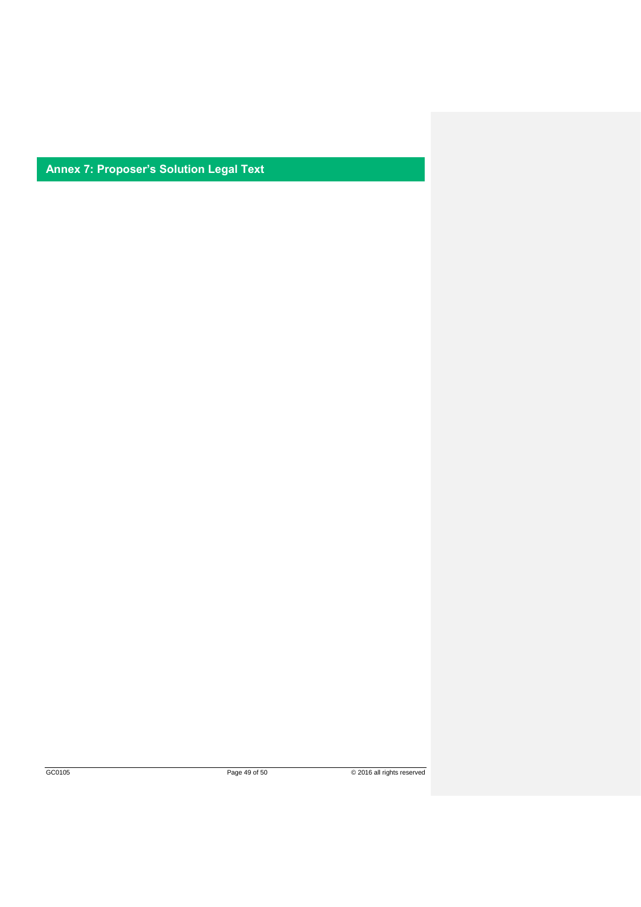# Annex 7: Proposer's Solution Legal Text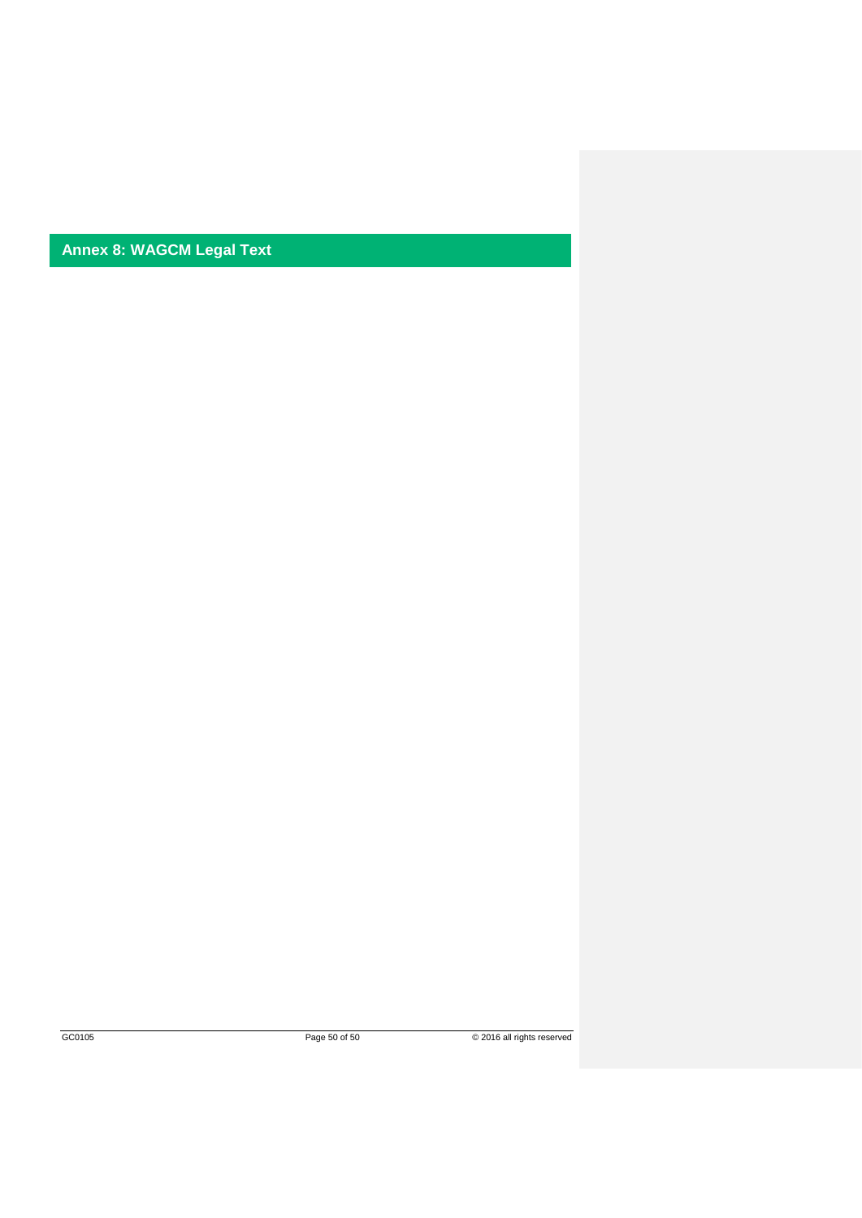## Annex 8: WAGCM Legal Text